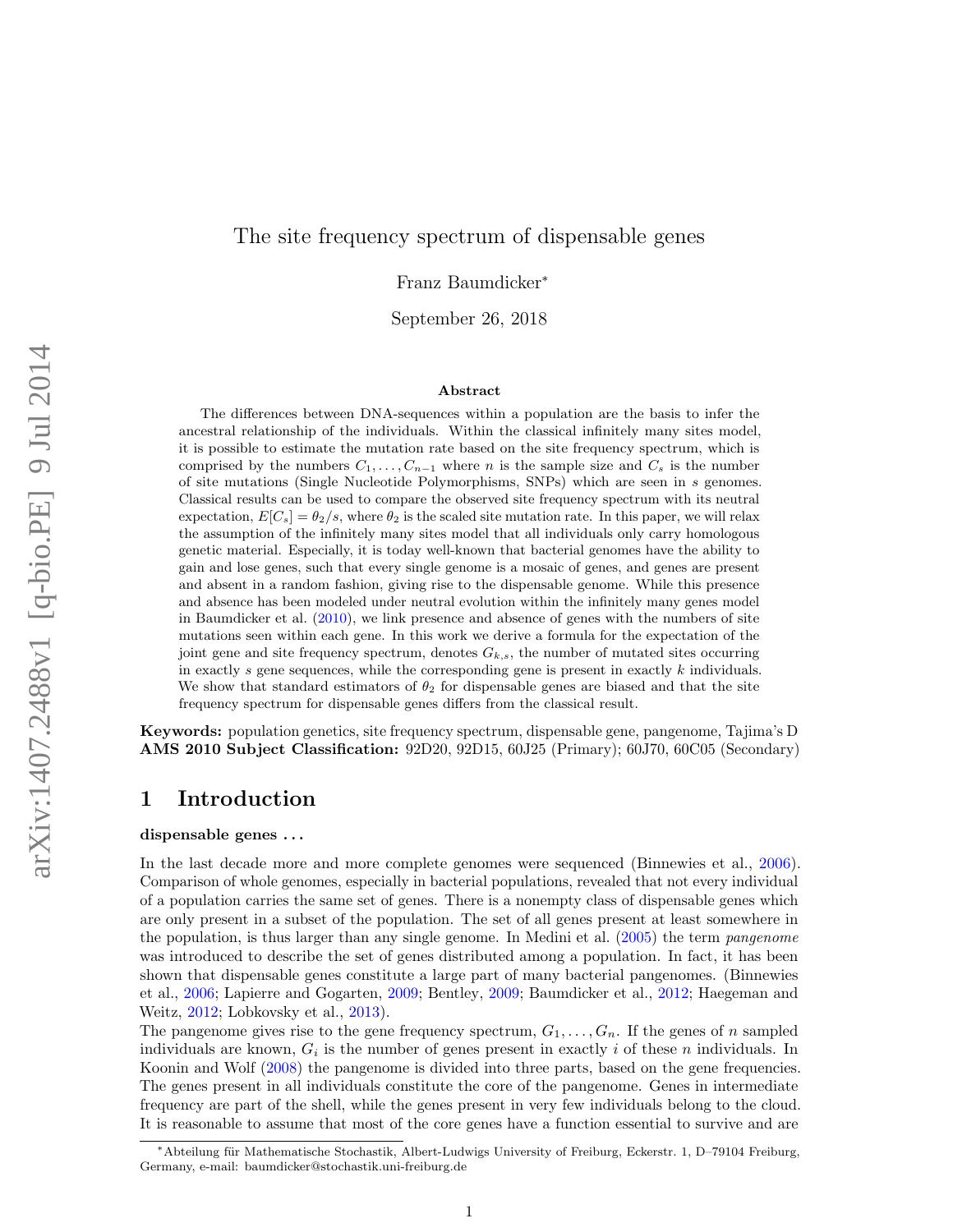# The site frequency spectrum of dispensable genes

Franz Baumdicker*

September 26, 2018

### Abstract

The differences between DNA-sequences within a population are the basis to infer the ancestral relationship of the individuals. Within the classical infinitely many sites model, it is possible to estimate the mutation rate based on the site frequency spectrum, which is comprised by the numbers $C_1, \dots, C_{n-1}$ where $n$ is the sample size and $C_s$ is the number of site mutations (Single Nucleotide Polymorphisms, SNPs) which are seen in $s$ genomes. Classical results can be used to compare the observed site frequency spectrum with its neutral expectation, $E[C_s] = \theta_2/s$, where $\theta_2$ is the scaled site mutation rate. In this paper, we will relax the assumption of the infinitely many sites model that all individuals only carry homologous genetic material. Especially, it is today well-known that bacterial genomes have the ability to gain and lose genes, such that every single genome is a mosaic of genes, and genes are present and absent in a random fashion, giving rise to the dispensable genome. While this presence and absence has been modeled under neutral evolution within the infinitely many genes model in Baumdicker et al. (2010), we link presence and absence of genes with the numbers of site mutations seen within each gene. In this work we derive a formula for the expectation of the joint gene and site frequency spectrum, denotes $G_{k,s}$, the number of mutated sites occurring in exactly $s$ gene sequences, while the corresponding gene is present in exactly $k$ individuals. We show that standard estimators of $\theta_2$ for dispensable genes are biased and that the site frequency spectrum for dispensable genes differs from the classical result.

**Keywords:** population genetics, site frequency spectrum, dispensable gene, pangenome, Tajima's D
**AMS 2010 Subject Classification:** 92D20, 92D15, 60J25 (Primary); 60J70, 60C05 (Secondary)

## 1 Introduction

**dispensable genes ...**

In the last decade more and more complete genomes were sequenced (Binnewies et al., 2006). Comparison of whole genomes, especially in bacterial populations, revealed that not every individual of a population carries the same set of genes. There is a nonempty class of dispensable genes which are only present in a subset of the population. The set of all genes present at least somewhere in the population, is thus larger than any single genome. In Medini et al. (2005) the term *pangenome* was introduced to describe the set of genes distributed among a population. In fact, it has been shown that dispensable genes constitute a large part of many bacterial pangenomes. (Binnewies et al., 2006; Lapierre and Gogarten, 2009; Bentley, 2009; Baumdicker et al., 2012; Haegeman and Weitz, 2012; Lobkovsky et al., 2013).

The pangenome gives rise to the gene frequency spectrum, $G_1, \dots, G_n$. If the genes of $n$ sampled individuals are known, $G_i$ is the number of genes present in exactly $i$ of these $n$ individuals. In Koonin and Wolf (2008) the pangenome is divided into three parts, based on the gene frequencies. The genes present in all individuals constitute the core of the pangenome. Genes in intermediate frequency are part of the shell, while the genes present in very few individuals belong to the cloud. It is reasonable to assume that most of the core genes have a function essential to survive and are

*Abteilung für Mathematische Stochastik, Albert-Ludwigs University of Freiburg, Eckerstr. 1, D–79104 Freiburg, Germany, e-mail: baumdicker@stochastik.uni-freiburg.de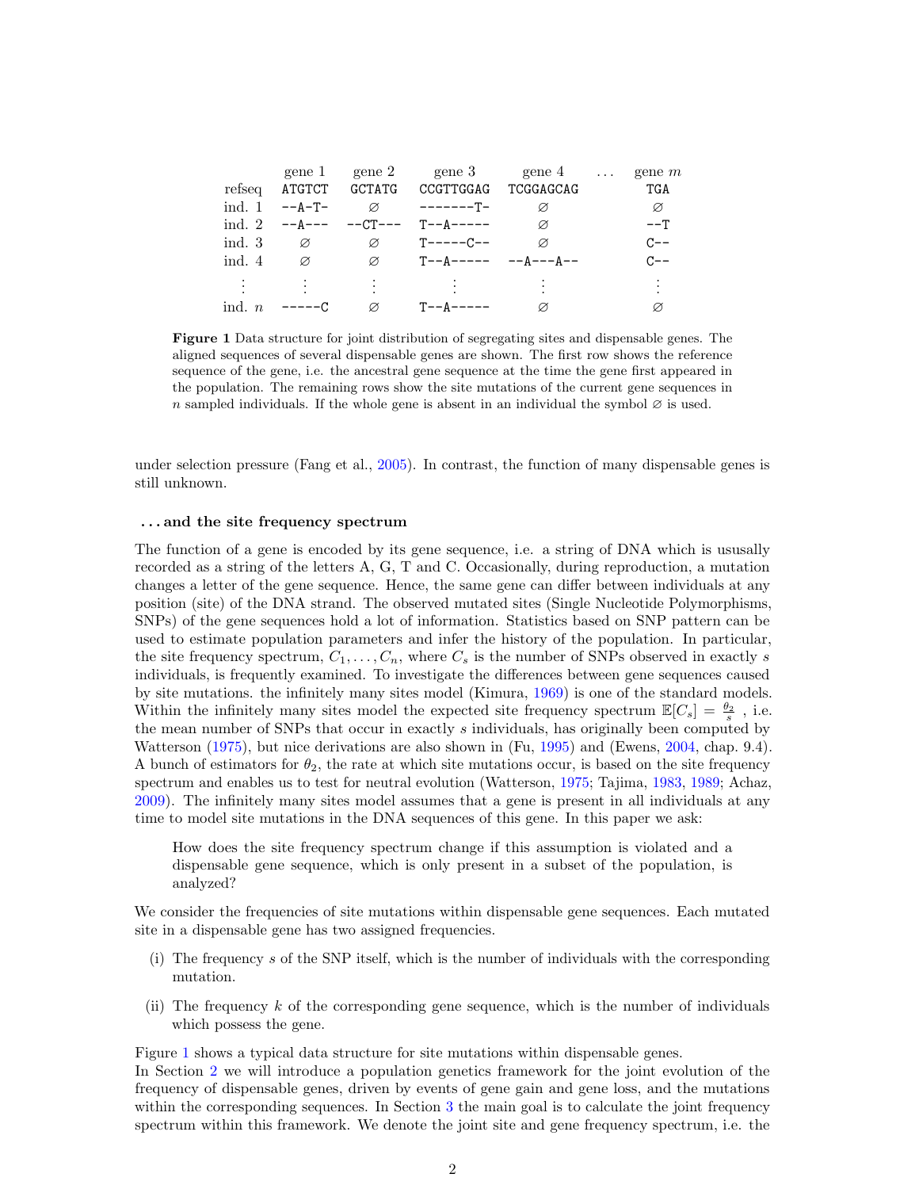|  | gene 1 | gene 2 | gene 3 | gene 4 | … | gene $m$ |
|---|---|---|---|---|---|---|
| refseq | ATGTCT | GCTATG | CCGTTGGAG | TCGGAGCAG |  | TGA |
| ind. 1 | --A-T- | ∅ | -------T- | ∅ |  | ∅ |
| ind. 2 | --A--- | --CT--- | T--A----- | ∅ |  | --T |
| ind. 3 | ∅ | ∅ | T-----C-- | ∅ |  | C-- |
| ind. 4 | ∅ | ∅ | T--A----- | --A---A-- |  | C-- |
| ⋮ | ⋮ | ⋮ | ⋮ | ⋮ |  | ⋮ |
| ind. $n$ | -----C | ∅ | T--A----- | ∅ |  | ∅ |

**Figure 1** Data structure for joint distribution of segregating sites and dispensable genes. The aligned sequences of several dispensable genes are shown. The first row shows the reference sequence of the gene, i.e. the ancestral gene sequence at the time the gene first appeared in the population. The remaining rows show the site mutations of the current gene sequences in $n$ sampled individuals. If the whole gene is absent in an individual the symbol ∅ is used.

under selection pressure (Fang et al., 2005). In contrast, the function of many dispensable genes is still unknown.

### … and the site frequency spectrum

The function of a gene is encoded by its gene sequence, i.e. a string of DNA which is ususally recorded as a string of the letters A, G, T and C. Occasionally, during reproduction, a mutation changes a letter of the gene sequence. Hence, the same gene can differ between individuals at any position (site) of the DNA strand. The observed mutated sites (Single Nucleotide Polymorphisms, SNPs) of the gene sequences hold a lot of information. Statistics based on SNP pattern can be used to estimate population parameters and infer the history of the population. In particular, the site frequency spectrum, $C_1, \ldots, C_n$, where $C_s$ is the number of SNPs observed in exactly $s$ individuals, is frequently examined. To investigate the differences between gene sequences caused by site mutations. the infinitely many sites model (Kimura, 1969) is one of the standard models. Within the infinitely many sites model the expected site frequency spectrum $\mathbb{E}[C_s] = \frac{\theta_2}{s}$ , i.e. the mean number of SNPs that occur in exactly $s$ individuals, has originally been computed by Watterson (1975), but nice derivations are also shown in (Fu, 1995) and (Ewens, 2004, chap. 9.4). A bunch of estimators for $\theta_2$, the rate at which site mutations occur, is based on the site frequency spectrum and enables us to test for neutral evolution (Watterson, 1975; Tajima, 1983, 1989; Achaz, 2009). The infinitely many sites model assumes that a gene is present in all individuals at any time to model site mutations in the DNA sequences of this gene. In this paper we ask:

> How does the site frequency spectrum change if this assumption is violated and a dispensable gene sequence, which is only present in a subset of the population, is analyzed?

We consider the frequencies of site mutations within dispensable gene sequences. Each mutated site in a dispensable gene has two assigned frequencies.

(i) The frequency $s$ of the SNP itself, which is the number of individuals with the corresponding mutation.

(ii) The frequency $k$ of the corresponding gene sequence, which is the number of individuals which possess the gene.

Figure 1 shows a typical data structure for site mutations within dispensable genes.
In Section 2 we will introduce a population genetics framework for the joint evolution of the frequency of dispensable genes, driven by events of gene gain and gene loss, and the mutations within the corresponding sequences. In Section 3 the main goal is to calculate the joint frequency spectrum within this framework. We denote the joint site and gene frequency spectrum, i.e. the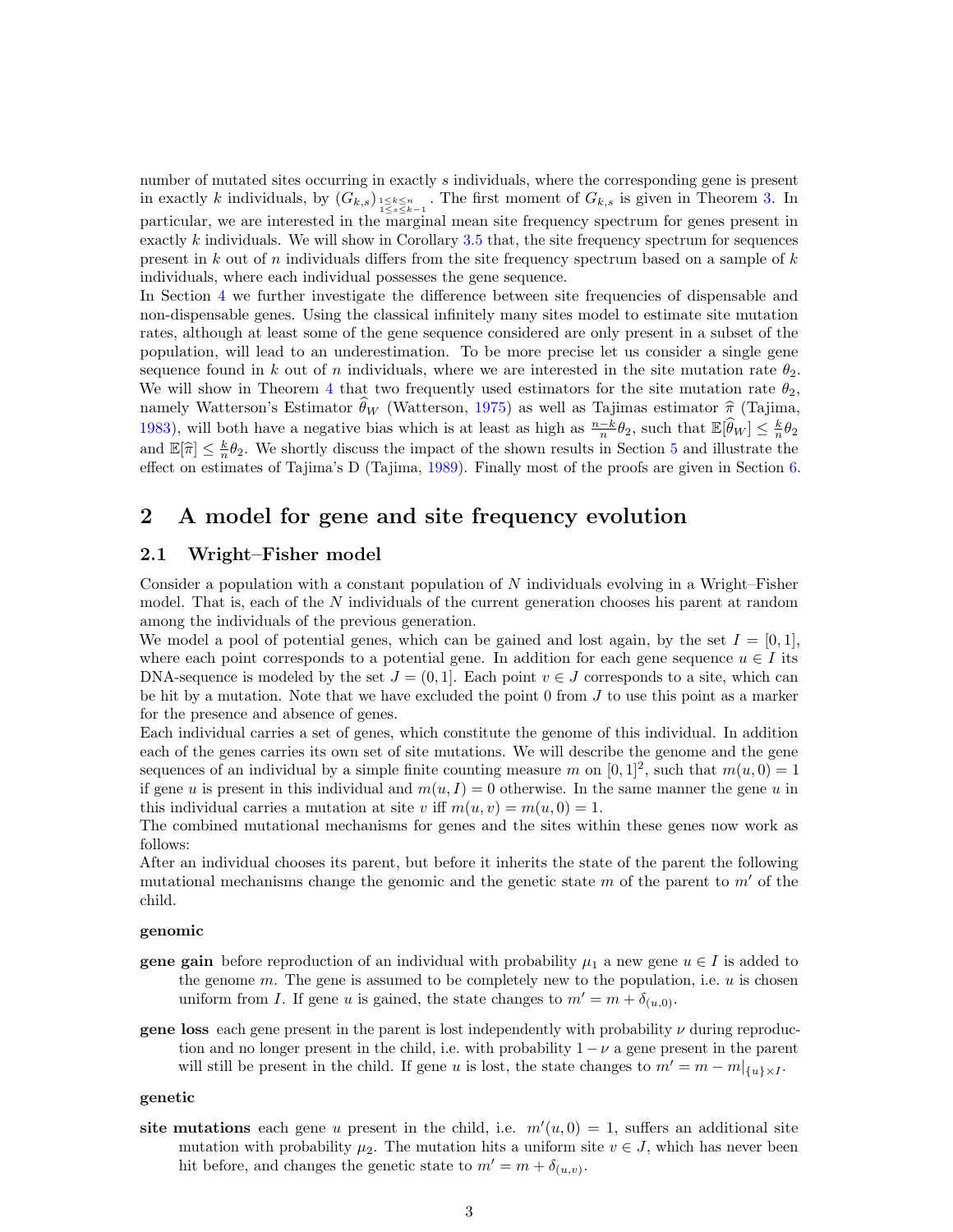number of mutated sites occurring in exactly $s$ individuals, where the corresponding gene is present in exactly $k$ individuals, by $(G_{k,s})_{\substack{1\leq k\leq n\\1\leq s\leq k-1}}$. The first moment of $G_{k,s}$ is given in Theorem 3. In particular, we are interested in the marginal mean site frequency spectrum for genes present in exactly $k$ individuals. We will show in Corollary 3.5 that, the site frequency spectrum for sequences present in $k$ out of $n$ individuals differs from the site frequency spectrum based on a sample of $k$ individuals, where each individual possesses the gene sequence.

In Section 4 we further investigate the difference between site frequencies of dispensable and non-dispensable genes. Using the classical infinitely many sites model to estimate site mutation rates, although at least some of the gene sequence considered are only present in a subset of the population, will lead to an underestimation. To be more precise let us consider a single gene sequence found in $k$ out of $n$ individuals, where we are interested in the site mutation rate $\theta_2$. We will show in Theorem 4 that two frequently used estimators for the site mutation rate $\theta_2$, namely Watterson's Estimator $\widehat{\theta}_W$ (Watterson, 1975) as well as Tajimas estimator $\widehat{\pi}$ (Tajima, 1983), will both have a negative bias which is at least as high as $\frac{n-k}{n}\theta_2$, such that $\mathbb{E}[\widehat{\theta}_W] \leq \frac{k}{n}\theta_2$ and $\mathbb{E}[\widehat{\pi}] \leq \frac{k}{n}\theta_2$. We shortly discuss the impact of the shown results in Section 5 and illustrate the effect on estimates of Tajima's D (Tajima, 1989). Finally most of the proofs are given in Section 6.

## 2 A model for gene and site frequency evolution

### 2.1 Wright–Fisher model

Consider a population with a constant population of $N$ individuals evolving in a Wright–Fisher model. That is, each of the $N$ individuals of the current generation chooses his parent at random among the individuals of the previous generation.

We model a pool of potential genes, which can be gained and lost again, by the set $I = [0, 1]$, where each point corresponds to a potential gene. In addition for each gene sequence $u \in I$ its DNA-sequence is modeled by the set $J = (0, 1]$. Each point $v \in J$ corresponds to a site, which can be hit by a mutation. Note that we have excluded the point 0 from $J$ to use this point as a marker for the presence and absence of genes.

Each individual carries a set of genes, which constitute the genome of this individual. In addition each of the genes carries its own set of site mutations. We will describe the genome and the gene sequences of an individual by a simple finite counting measure $m$ on $[0, 1]^2$, such that $m(u, 0) = 1$ if gene $u$ is present in this individual and $m(u, I) = 0$ otherwise. In the same manner the gene $u$ in this individual carries a mutation at site $v$ iff $m(u, v) = m(u, 0) = 1$.

The combined mutational mechanisms for genes and the sites within these genes now work as follows:

After an individual chooses its parent, but before it inherits the state of the parent the following mutational mechanisms change the genomic and the genetic state $m$ of the parent to $m'$ of the child.

**genomic**

- **gene gain** before reproduction of an individual with probability $\mu_1$ a new gene $u \in I$ is added to the genome $m$. The gene is assumed to be completely new to the population, i.e. $u$ is chosen uniform from $I$. If gene $u$ is gained, the state changes to $m' = m + \delta_{(u,0)}$.
- **gene loss** each gene present in the parent is lost independently with probability $\nu$ during reproduction and no longer present in the child, i.e. with probability $1 - \nu$ a gene present in the parent will still be present in the child. If gene $u$ is lost, the state changes to $m' = m - m|_{\{u\}\times I}$.

**genetic**

- **site mutations** each gene $u$ present in the child, i.e. $m'(u, 0) = 1$, suffers an additional site mutation with probability $\mu_2$. The mutation hits a uniform site $v \in J$, which has never been hit before, and changes the genetic state to $m' = m + \delta_{(u,v)}$.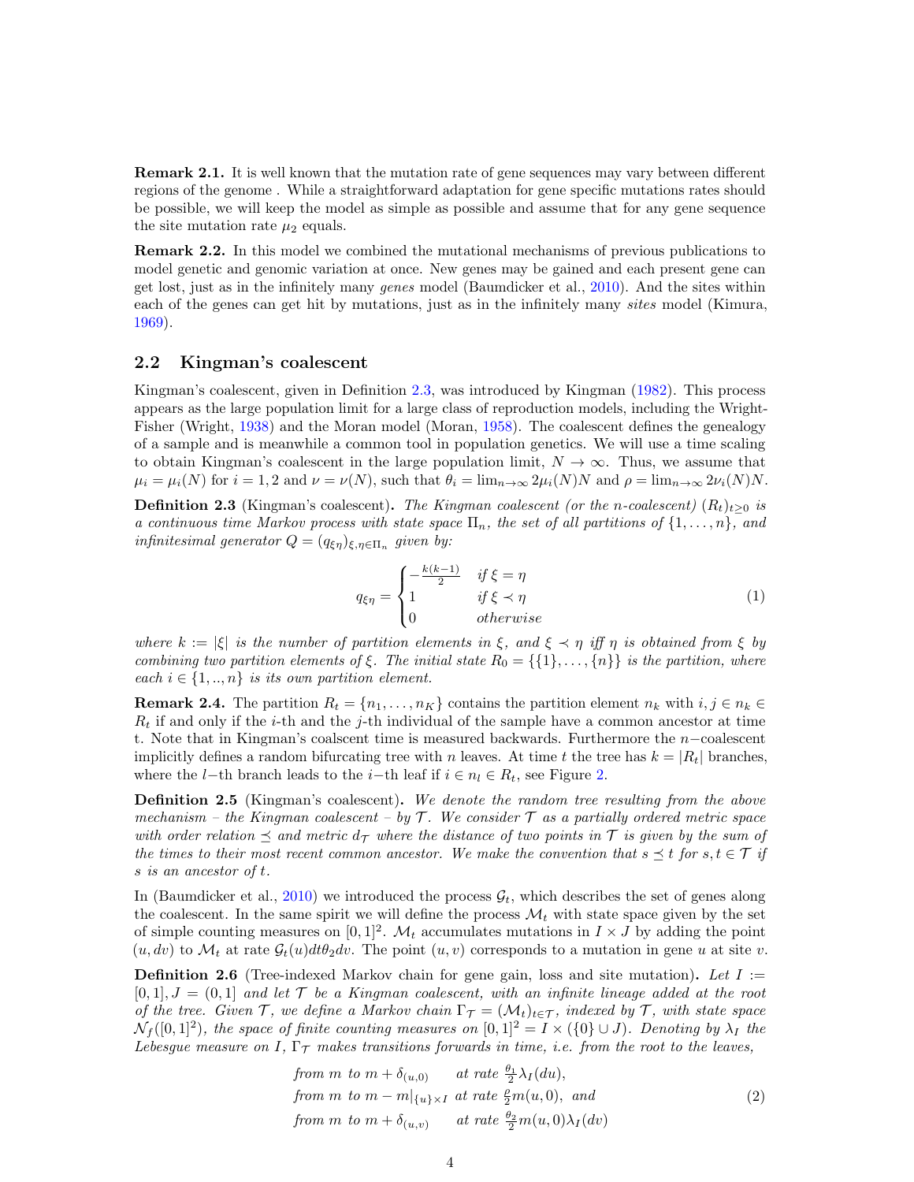**Remark 2.1.** It is well known that the mutation rate of gene sequences may vary between different regions of the genome . While a straightforward adaptation for gene specific mutations rates should be possible, we will keep the model as simple as possible and assume that for any gene sequence the site mutation rate $\mu_2$ equals.

**Remark 2.2.** In this model we combined the mutational mechanisms of previous publications to model genetic and genomic variation at once. New genes may be gained and each present gene can get lost, just as in the infinitely many *genes* model (Baumdicker et al., 2010). And the sites within each of the genes can get hit by mutations, just as in the infinitely many *sites* model (Kimura, 1969).

## 2.2 Kingman's coalescent

Kingman's coalescent, given in Definition 2.3, was introduced by Kingman (1982). This process appears as the large population limit for a large class of reproduction models, including the Wright-Fisher (Wright, 1938) and the Moran model (Moran, 1958). The coalescent defines the genealogy of a sample and is meanwhile a common tool in population genetics. We will use a time scaling to obtain Kingman's coalescent in the large population limit, $N \to \infty$. Thus, we assume that $\mu_i = \mu_i(N)$ for $i = 1, 2$ and $\nu = \nu(N)$, such that $\theta_i = \lim_{n\to\infty} 2\mu_i(N)N$ and $\rho = \lim_{n\to\infty} 2\nu_i(N)N$.

**Definition 2.3** (Kingman's coalescent)**.** *The Kingman coalescent (or the n-coalescent) $(R_t)_{t\geq 0}$ is a continuous time Markov process with state space $\Pi_n$, the set of all partitions of $\{1, \dots, n\}$, and infinitesimal generator $Q = (q_{\xi\eta})_{\xi,\eta\in\Pi_n}$ given by:*

$$q_{\xi\eta} = \begin{cases} -\frac{k(k-1)}{2} & \text{if } \xi = \eta \\ 1 & \text{if } \xi \prec \eta \\ 0 & \text{otherwise} \end{cases} \tag{1}$$

*where $k := |\xi|$ is the number of partition elements in $\xi$, and $\xi \prec \eta$ iff $\eta$ is obtained from $\xi$ by combining two partition elements of $\xi$. The initial state $R_0 = \{\{1\}, \dots, \{n\}\}$ is the partition, where each $i \in \{1, .., n\}$ is its own partition element.*

**Remark 2.4.** The partition $R_t = \{n_1, \dots, n_K\}$ contains the partition element $n_k$ with $i, j \in n_k \in R_t$ if and only if the $i$-th and the $j$-th individual of the sample have a common ancestor at time t. Note that in Kingman's coalscent time is measured backwards. Furthermore the $n-$coalescent implicitly defines a random bifurcating tree with $n$ leaves. At time $t$ the tree has $k = |R_t|$ branches, where the $l-$th branch leads to the $i-$th leaf if $i \in n_l \in R_t$, see Figure 2.

**Definition 2.5** (Kingman's coalescent)**.** *We denote the random tree resulting from the above mechanism – the Kingman coalescent – by $\mathcal{T}$. We consider $\mathcal{T}$ as a partially ordered metric space with order relation $\preceq$ and metric $d_{\mathcal{T}}$ where the distance of two points in $\mathcal{T}$ is given by the sum of the times to their most recent common ancestor. We make the convention that $s \preceq t$ for $s, t \in \mathcal{T}$ if $s$ is an ancestor of $t$.*

In (Baumdicker et al., 2010) we introduced the process $\mathcal{G}_t$, which describes the set of genes along the coalescent. In the same spirit we will define the process $\mathcal{M}_t$ with state space given by the set of simple counting measures on $[0, 1]^2$. $\mathcal{M}_t$ accumulates mutations in $I \times J$ by adding the point $(u, dv)$ to $\mathcal{M}_t$ at rate $\mathcal{G}_t(u)dt\theta_2 dv$. The point $(u, v)$ corresponds to a mutation in gene $u$ at site $v$.

**Definition 2.6** (Tree-indexed Markov chain for gene gain, loss and site mutation)**.** *Let $I := [0, 1], J = (0, 1]$ and let $\mathcal{T}$ be a Kingman coalescent, with an infinite lineage added at the root of the tree. Given $\mathcal{T}$, we define a Markov chain $\Gamma_{\mathcal{T}} = (\mathcal{M}_t)_{t\in\mathcal{T}}$, indexed by $\mathcal{T}$, with state space $\mathcal{N}_f([0, 1]^2)$, the space of finite counting measures on $[0, 1]^2 = I \times (\{0\} \cup J)$. Denoting by $\lambda_I$ the Lebesgue measure on $I$, $\Gamma_{\mathcal{T}}$ makes transitions forwards in time, i.e. from the root to the leaves,*

$$\begin{aligned} &\text{from } m \text{ to } m + \delta_{(u,0)} && \text{at rate } \tfrac{\theta_1}{2}\lambda_I(du), \\ &\text{from } m \text{ to } m - m|_{\{u\}\times I} && \text{at rate } \tfrac{\rho}{2}m(u, 0), \text{ and} \\ &\text{from } m \text{ to } m + \delta_{(u,v)} && \text{at rate } \tfrac{\theta_2}{2}m(u, 0)\lambda_I(dv) \end{aligned} \tag{2}$$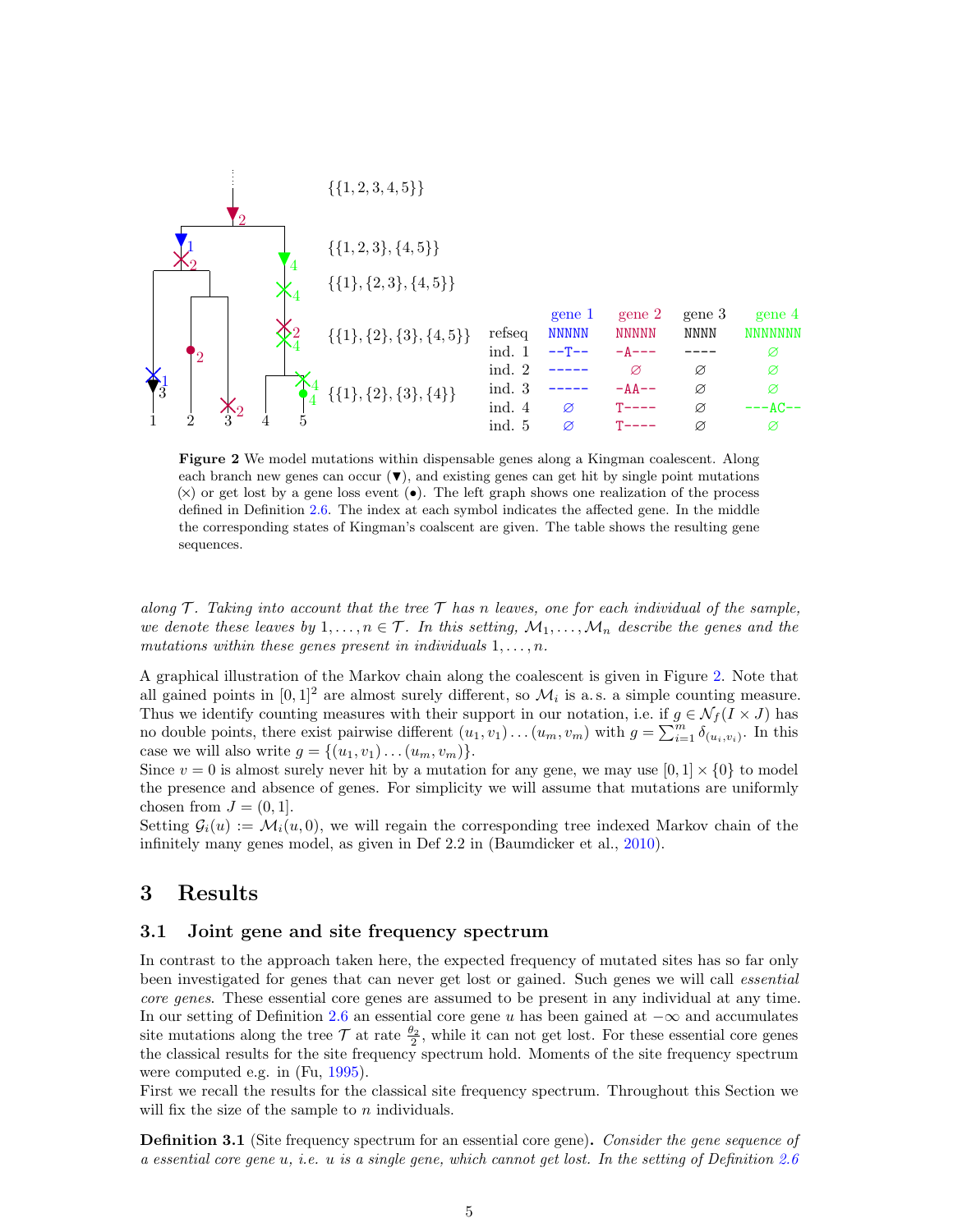| | gene 1 | gene 2 | gene 3 | gene 4 |
|---|---|---|---|---|
| refseq | NNNNN | NNNNN | NNNN | NNNNNNN |
| ind. 1 | --T-- | -A--- | ---- | ∅ |
| ind. 2 | ----- | ∅ | ∅ | ∅ |
| ind. 3 | ----- | -AA-- | ∅ | ∅ |
| ind. 4 | ∅ | T---- | ∅ | ---AC-- |
| ind. 5 | ∅ | T---- | ∅ | ∅ |

**Figure 2** We model mutations within dispensable genes along a Kingman coalescent. Along each branch new genes can occur (▼), and existing genes can get hit by single point mutations (×) or get lost by a gene loss event (•). The left graph shows one realization of the process defined in Definition 2.6. The index at each symbol indicates the affected gene. In the middle the corresponding states of Kingman's coalscent are given. The table shows the resulting gene sequences.

*along $\mathcal{T}$. Taking into account that the tree $\mathcal{T}$ has $n$ leaves, one for each individual of the sample, we denote these leaves by $1, \ldots, n \in \mathcal{T}$. In this setting, $\mathcal{M}_1, \ldots, \mathcal{M}_n$ describe the genes and the mutations within these genes present in individuals $1, \ldots, n$.*

A graphical illustration of the Markov chain along the coalescent is given in Figure 2. Note that all gained points in $[0,1]^2$ are almost surely different, so $\mathcal{M}_i$ is a.s. a simple counting measure. Thus we identify counting measures with their support in our notation, i.e. if $g \in \mathcal{N}_f(I \times J)$ has no double points, there exist pairwise different $(u_1, v_1) \ldots (u_m, v_m)$ with $g = \sum_{i=1}^m \delta_{(u_i, v_i)}$. In this case we will also write $g = \{(u_1, v_1) \ldots (u_m, v_m)\}$.
Since $v = 0$ is almost surely never hit by a mutation for any gene, we may use $[0,1] \times \{0\}$ to model the presence and absence of genes. For simplicity we will assume that mutations are uniformly chosen from $J = (0, 1]$.
Setting $\mathcal{G}_i(u) := \mathcal{M}_i(u, 0)$, we will regain the corresponding tree indexed Markov chain of the infinitely many genes model, as given in Def 2.2 in (Baumdicker et al., 2010).

## 3 Results

### 3.1 Joint gene and site frequency spectrum

In contrast to the approach taken here, the expected frequency of mutated sites has so far only been investigated for genes that can never get lost or gained. Such genes we will call *essential core genes*. These essential core genes are assumed to be present in any individual at any time. In our setting of Definition 2.6 an essential core gene $u$ has been gained at $-\infty$ and accumulates site mutations along the tree $\mathcal{T}$ at rate $\frac{\theta_2}{2}$, while it can not get lost. For these essential core genes the classical results for the site frequency spectrum hold. Moments of the site frequency spectrum were computed e.g. in (Fu, 1995).
First we recall the results for the classical site frequency spectrum. Throughout this Section we will fix the size of the sample to $n$ individuals.

**Definition 3.1** (Site frequency spectrum for an essential core gene)**.** *Consider the gene sequence of a essential core gene $u$, i.e. $u$ is a single gene, which cannot get lost. In the setting of Definition 2.6*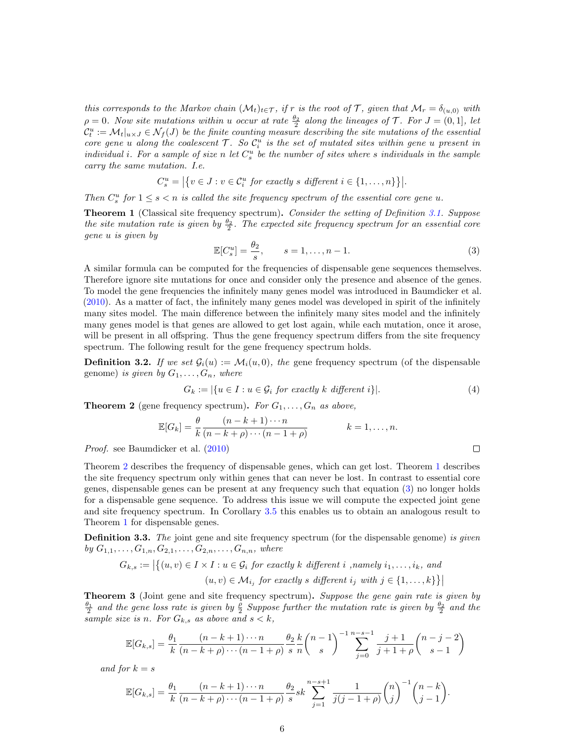*this corresponds to the Markov chain $(\mathcal{M}_t)_{t\in\mathcal{T}}$, if $r$ is the root of $\mathcal{T}$, given that $\mathcal{M}_r = \delta_{(u,0)}$ with $\rho = 0$. Now site mutations within $u$ occur at rate $\frac{\theta_2}{2}$ along the lineages of $\mathcal{T}$. For $J = (0,1]$, let $\mathcal{C}_t^u := \mathcal{M}_t|_{u\times J} \in \mathcal{N}_f(J)$ be the finite counting measure describing the site mutations of the essential core gene $u$ along the coalescent $\mathcal{T}$. So $\mathcal{C}_i^u$ is the set of mutated sites within gene $u$ present in individual $i$. For a sample of size $n$ let $C_s^u$ be the number of sites where $s$ individuals in the sample carry the same mutation. I.e.*

$$C_s^u = \left|\left\{v \in J : v \in \mathcal{C}_i^u \text{ for exactly } s \text{ different } i \in \{1,\dots,n\}\right\}\right|.$$

*Then $C_s^u$ for $1 \le s < n$ is called the site frequency spectrum of the essential core gene $u$.*

**Theorem 1** (Classical site frequency spectrum)**.** *Consider the setting of Definition 3.1. Suppose the site mutation rate is given by $\frac{\theta_2}{2}$. The expected site frequency spectrum for an essential core gene $u$ is given by*

$$\mathbb{E}[C_s^u] = \frac{\theta_2}{s}, \qquad s = 1,\dots,n-1. \tag{3}$$

A similar formula can be computed for the frequencies of dispensable gene sequences themselves. Therefore ignore site mutations for once and consider only the presence and absence of the genes. To model the gene frequencies the infinitely many genes model was introduced in Baumdicker et al. (2010). As a matter of fact, the infinitely many genes model was developed in spirit of the infinitely many sites model. The main difference between the infinitely many sites model and the infinitely many genes model is that genes are allowed to get lost again, while each mutation, once it arose, will be present in all offspring. Thus the gene frequency spectrum differs from the site frequency spectrum. The following result for the gene frequency spectrum holds.

**Definition 3.2.** *If we set $\mathcal{G}_i(u) := \mathcal{M}_i(u,0)$, the* gene frequency spectrum (of the dispensable genome) *is given by $G_1,\dots,G_n$, where*

$$G_k := |\{u \in I : u \in \mathcal{G}_i \text{ for exactly } k \text{ different } i\}|. \tag{4}$$

**Theorem 2** (gene frequency spectrum)**.** *For $G_1,\dots,G_n$ as above,*

$$\mathbb{E}[G_k] = \frac{\theta}{k}\frac{(n-k+1)\cdots n}{(n-k+\rho)\cdots(n-1+\rho)} \qquad\qquad k = 1,\dots,n.$$

*Proof.* see Baumdicker et al. (2010) ∎

Theorem 2 describes the frequency of dispensable genes, which can get lost. Theorem 1 describes the site frequency spectrum only within genes that can never be lost. In contrast to essential core genes, dispensable genes can be present at any frequency such that equation (3) no longer holds for a dispensable gene sequence. To address this issue we will compute the expected joint gene and site frequency spectrum. In Corollary 3.5 this enables us to obtain an analogous result to Theorem 1 for dispensable genes.

**Definition 3.3.** *The* joint gene and site frequency spectrum (for the dispensable genome) *is given by $G_{1,1},\dots,G_{1,n},G_{2,1},\dots,G_{2,n},\dots,G_{n,n}$, where*

$$\begin{aligned} G_{k,s} := \big|\big\{(u,v) \in I\times I : \ & u \in \mathcal{G}_i \text{ for exactly } k \text{ different } i \text{ ,namely } i_1,\dots,i_k, \text{ and} \\ & (u,v) \in \mathcal{M}_{i_j} \text{ for exactly } s \text{ different } i_j \text{ with } j \in \{1,\dots,k\}\big\}\big| \end{aligned}$$

**Theorem 3** (Joint gene and site frequency spectrum)**.** *Suppose the gene gain rate is given by $\frac{\theta_1}{2}$ and the gene loss rate is given by $\frac{\rho}{2}$ Suppose further the mutation rate is given by $\frac{\theta_2}{2}$ and the sample size is $n$. For $G_{k,s}$ as above and $s < k$,*

$$\mathbb{E}[G_{k,s}] = \frac{\theta_1}{k}\frac{(n-k+1)\cdots n}{(n-k+\rho)\cdots(n-1+\rho)}\frac{\theta_2}{s}\frac{k}{n}\binom{n-1}{s}^{-1}\sum_{j=0}^{n-s-1}\frac{j+1}{j+1+\rho}\binom{n-j-2}{s-1}$$

*and for $k = s$*

$$\mathbb{E}[G_{k,s}] = \frac{\theta_1}{k}\frac{(n-k+1)\cdots n}{(n-k+\rho)\cdots(n-1+\rho)}\frac{\theta_2}{s}sk\sum_{j=1}^{n-s+1}\frac{1}{j(j-1+\rho)}\binom{n}{j}^{-1}\binom{n-k}{j-1}.$$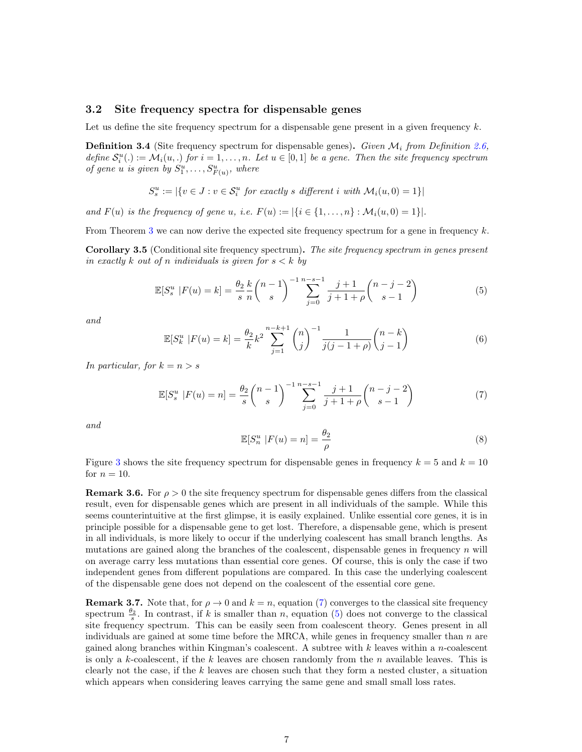## 3.2 Site frequency spectra for dispensable genes

Let us define the site frequency spectrum for a dispensable gene present in a given frequency $k$.

**Definition 3.4** (Site frequency spectrum for dispensable genes)**.** *Given $\mathcal{M}_i$ from Definition 2.6, define $\mathcal{S}_i^u(.) := \mathcal{M}_i(u,.)$ for $i = 1,\ldots,n$. Let $u \in [0,1]$ be a gene. Then the site frequency spectrum of gene $u$ is given by $S_1^u,\ldots,S_{F(u)}^u$, where*

$$S_s^u := |\{v \in J : v \in \mathcal{S}_i^u \text{ for exactly } s \text{ different } i \text{ with } \mathcal{M}_i(u,0) = 1\}|$$

*and $F(u)$ is the frequency of gene $u$, i.e. $F(u) := |\{i \in \{1,\ldots,n\} : \mathcal{M}_i(u,0) = 1\}|$.*

From Theorem 3 we can now derive the expected site frequency spectrum for a gene in frequency $k$.

**Corollary 3.5** (Conditional site frequency spectrum)**.** *The site frequency spectrum in genes present in exactly $k$ out of $n$ individuals is given for $s < k$ by*

$$\mathbb{E}[S_s^u \,|F(u) = k] = \frac{\theta_2}{s}\frac{k}{n}\binom{n-1}{s}^{-1}\sum_{j=0}^{n-s-1}\frac{j+1}{j+1+\rho}\binom{n-j-2}{s-1} \tag{5}$$

*and*

$$\mathbb{E}[S_k^u \,|F(u) = k] = \frac{\theta_2}{k}k^2\sum_{j=1}^{n-k+1}\binom{n}{j}^{-1}\frac{1}{j(j-1+\rho)}\binom{n-k}{j-1} \tag{6}$$

*In particular, for $k = n > s$*

$$\mathbb{E}[S_s^u \,|F(u) = n] = \frac{\theta_2}{s}\binom{n-1}{s}^{-1}\sum_{j=0}^{n-s-1}\frac{j+1}{j+1+\rho}\binom{n-j-2}{s-1} \tag{7}$$

*and*

$$\mathbb{E}[S_n^u \,|F(u) = n] = \frac{\theta_2}{\rho} \tag{8}$$

Figure 3 shows the site frequency spectrum for dispensable genes in frequency $k = 5$ and $k = 10$ for $n = 10$.

**Remark 3.6.** For $\rho > 0$ the site frequency spectrum for dispensable genes differs from the classical result, even for dispensable genes which are present in all individuals of the sample. While this seems counterintuitive at the first glimpse, it is easily explained. Unlike essential core genes, it is in principle possible for a dispensable gene to get lost. Therefore, a dispensable gene, which is present in all individuals, is more likely to occur if the underlying coalescent has small branch lengths. As mutations are gained along the branches of the coalescent, dispensable genes in frequency $n$ will on average carry less mutations than essential core genes. Of course, this is only the case if two independent genes from different populations are compared. In this case the underlying coalescent of the dispensable gene does not depend on the coalescent of the essential core gene.

**Remark 3.7.** Note that, for $\rho \to 0$ and $k = n$, equation (7) converges to the classical site frequency spectrum $\frac{\theta_2}{s}$. In contrast, if $k$ is smaller than $n$, equation (5) does not converge to the classical site frequency spectrum. This can be easily seen from coalescent theory. Genes present in all individuals are gained at some time before the MRCA, while genes in frequency smaller than $n$ are gained along branches within Kingman's coalescent. A subtree with $k$ leaves within a $n$-coalescent is only a $k$-coalescent, if the $k$ leaves are chosen randomly from the $n$ available leaves. This is clearly not the case, if the $k$ leaves are chosen such that they form a nested cluster, a situation which appears when considering leaves carrying the same gene and small small loss rates.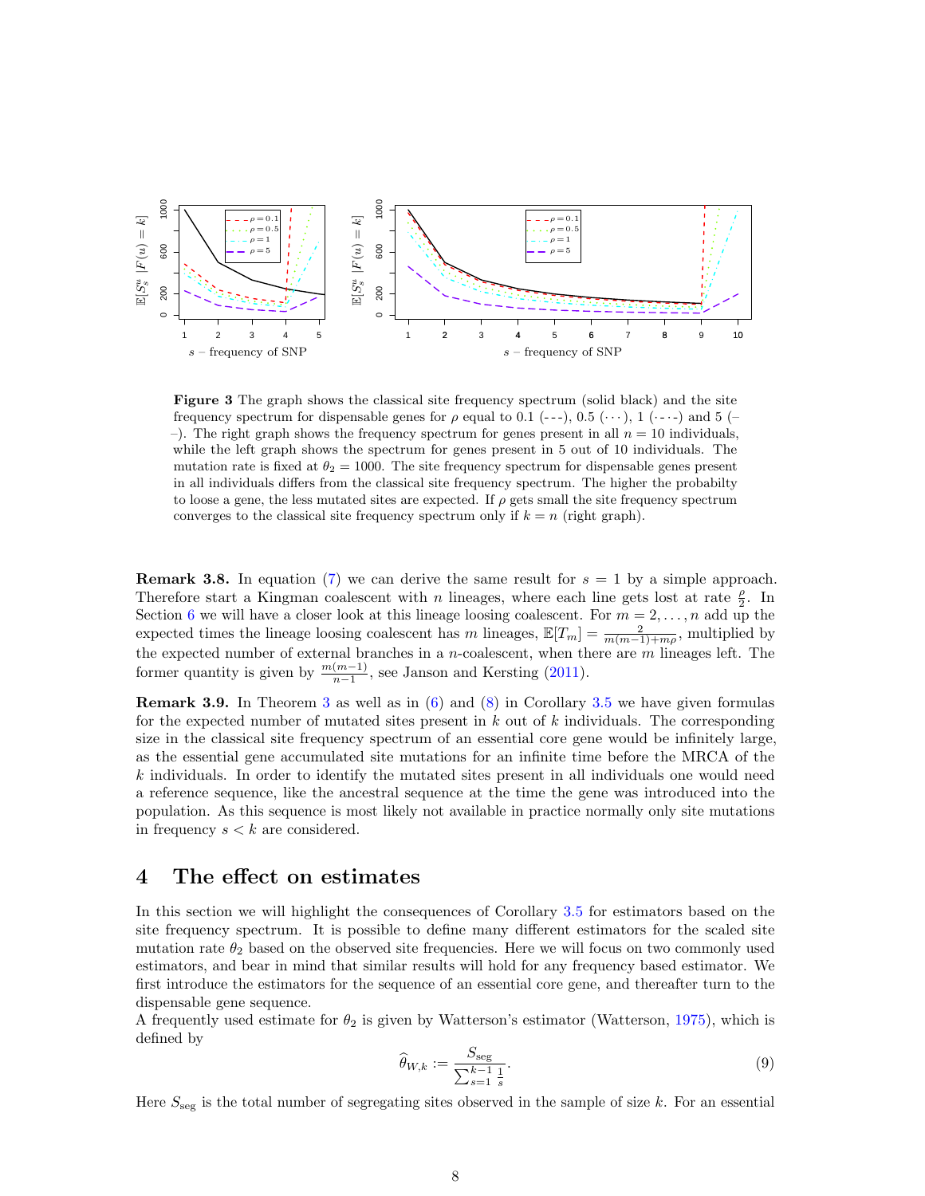**Figure 3** The graph shows the classical site frequency spectrum (solid black) and the site frequency spectrum for dispensable genes for $\rho$ equal to 0.1 (- - -), 0.5 ($\cdots$), 1 ($\cdot$ - $\cdot$ -) and 5 (– –). The right graph shows the frequency spectrum for genes present in all $n = 10$ individuals, while the left graph shows the spectrum for genes present in 5 out of 10 individuals. The mutation rate is fixed at $\theta_2 = 1000$. The site frequency spectrum for dispensable genes present in all individuals differs from the classical site frequency spectrum. The higher the probabilty to loose a gene, the less mutated sites are expected. If $\rho$ gets small the site frequency spectrum converges to the classical site frequency spectrum only if $k = n$ (right graph).

**Remark 3.8.** In equation (7) we can derive the same result for $s = 1$ by a simple approach. Therefore start a Kingman coalescent with $n$ lineages, where each line gets lost at rate $\frac{\rho}{2}$. In Section 6 we will have a closer look at this lineage loosing coalescent. For $m = 2, \ldots, n$ add up the expected times the lineage loosing coalescent has $m$ lineages, $\mathbb{E}[T_m] = \frac{2}{m(m-1)+m\rho}$, multiplied by the expected number of external branches in a $n$-coalescent, when there are $m$ lineages left. The former quantity is given by $\frac{m(m-1)}{n-1}$, see Janson and Kersting (2011).

**Remark 3.9.** In Theorem 3 as well as in (6) and (8) in Corollary 3.5 we have given formulas for the expected number of mutated sites present in $k$ out of $k$ individuals. The corresponding size in the classical site frequency spectrum of an essential core gene would be infinitely large, as the essential gene accumulated site mutations for an infinite time before the MRCA of the $k$ individuals. In order to identify the mutated sites present in all individuals one would need a reference sequence, like the ancestral sequence at the time the gene was introduced into the population. As this sequence is most likely not available in practice normally only site mutations in frequency $s < k$ are considered.

# 4 The effect on estimates

In this section we will highlight the consequences of Corollary 3.5 for estimators based on the site frequency spectrum. It is possible to define many different estimators for the scaled site mutation rate $\theta_2$ based on the observed site frequencies. Here we will focus on two commonly used estimators, and bear in mind that similar results will hold for any frequency based estimator. We first introduce the estimators for the sequence of an essential core gene, and thereafter turn to the dispensable gene sequence.

A frequently used estimate for $\theta_2$ is given by Watterson's estimator (Watterson, 1975), which is defined by

$$\widehat{\theta}_{W,k} := \frac{S_{\text{seg}}}{\sum_{s=1}^{k-1} \frac{1}{s}}. \tag{9}$$

Here $S_{\text{seg}}$ is the total number of segregating sites observed in the sample of size $k$. For an essential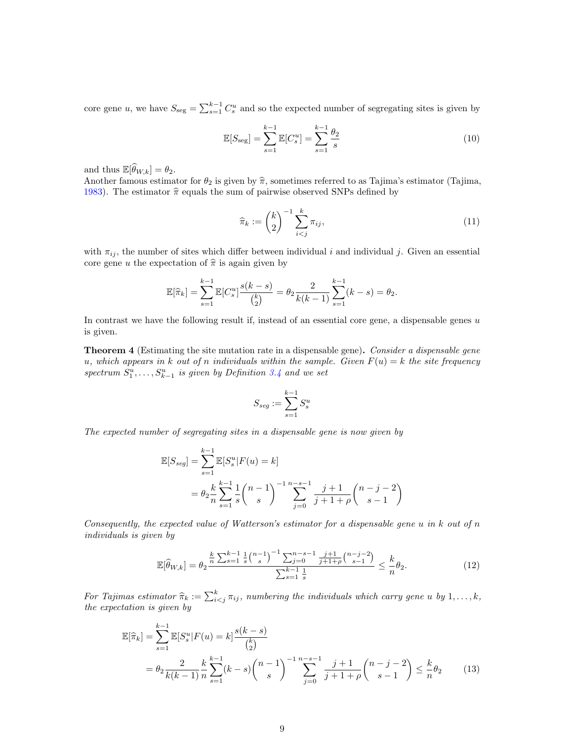core gene $u$, we have $S_{\text{seg}} = \sum_{s=1}^{k-1} C_s^u$ and so the expected number of segregating sites is given by

$$\mathbb{E}[S_{\text{seg}}] = \sum_{s=1}^{k-1} \mathbb{E}[C_s^u] = \sum_{s=1}^{k-1} \frac{\theta_2}{s} \tag{10}$$

and thus $\mathbb{E}[\widehat{\theta}_{W,k}] = \theta_2$.
Another famous estimator for $\theta_2$ is given by $\widehat{\pi}$, sometimes referred to as Tajima's estimator (Tajima, 1983). The estimator $\widehat{\pi}$ equals the sum of pairwise observed SNPs defined by

$$\widehat{\pi}_k := \binom{k}{2}^{-1} \sum_{i<j}^{k} \pi_{ij}, \tag{11}$$

with $\pi_{ij}$, the number of sites which differ between individual $i$ and individual $j$. Given an essential core gene $u$ the expectation of $\widehat{\pi}$ is again given by

$$\mathbb{E}[\widehat{\pi}_k] = \sum_{s=1}^{k-1} \mathbb{E}[C_s^u] \frac{s(k-s)}{\binom{k}{2}} = \theta_2 \frac{2}{k(k-1)} \sum_{s=1}^{k-1} (k-s) = \theta_2.$$

In contrast we have the following result if, instead of an essential core gene, a dispensable genes $u$ is given.

**Theorem 4** (Estimating the site mutation rate in a dispensable gene)**.** *Consider a dispensable gene $u$, which appears in $k$ out of $n$ individuals within the sample. Given $F(u) = k$ the site frequency spectrum $S_1^u, \ldots, S_{k-1}^u$ is given by Definition 3.4 and we set*

$$S_{seg} := \sum_{s=1}^{k-1} S_s^u$$

*The expected number of segregating sites in a dispensable gene is now given by*

$$\begin{aligned}
\mathbb{E}[S_{seg}] &= \sum_{s=1}^{k-1} \mathbb{E}[S_s^u | F(u) = k] \\
&= \theta_2 \frac{k}{n} \sum_{s=1}^{k-1} \frac{1}{s} \binom{n-1}{s}^{-1} \sum_{j=0}^{n-s-1} \frac{j+1}{j+1+\rho} \binom{n-j-2}{s-1}
\end{aligned}$$

*Consequently, the expected value of Watterson's estimator for a dispensable gene $u$ in $k$ out of $n$ individuals is given by*

$$\mathbb{E}[\widehat{\theta}_{W,k}] = \theta_2 \frac{\frac{k}{n} \sum_{s=1}^{k-1} \frac{1}{s} \binom{n-1}{s}^{-1} \sum_{j=0}^{n-s-1} \frac{j+1}{j+1+\rho} \binom{n-j-2}{s-1}}{\sum_{s=1}^{k-1} \frac{1}{s}} \leq \frac{k}{n} \theta_2. \tag{12}$$

*For Tajimas estimator $\widehat{\pi}_k := \sum_{i<j}^{k} \pi_{ij}$, numbering the individuals which carry gene $u$ by $1, \ldots, k$, the expectation is given by*

$$\begin{aligned}
\mathbb{E}[\widehat{\pi}_k] &= \sum_{s=1}^{k-1} \mathbb{E}[S_s^u | F(u) = k] \frac{s(k-s)}{\binom{k}{2}} \\
&= \theta_2 \frac{2}{k(k-1)} \frac{k}{n} \sum_{s=1}^{k-1} (k-s) \binom{n-1}{s}^{-1} \sum_{j=0}^{n-s-1} \frac{j+1}{j+1+\rho} \binom{n-j-2}{s-1} \leq \frac{k}{n} \theta_2
\end{aligned} \tag{13}$$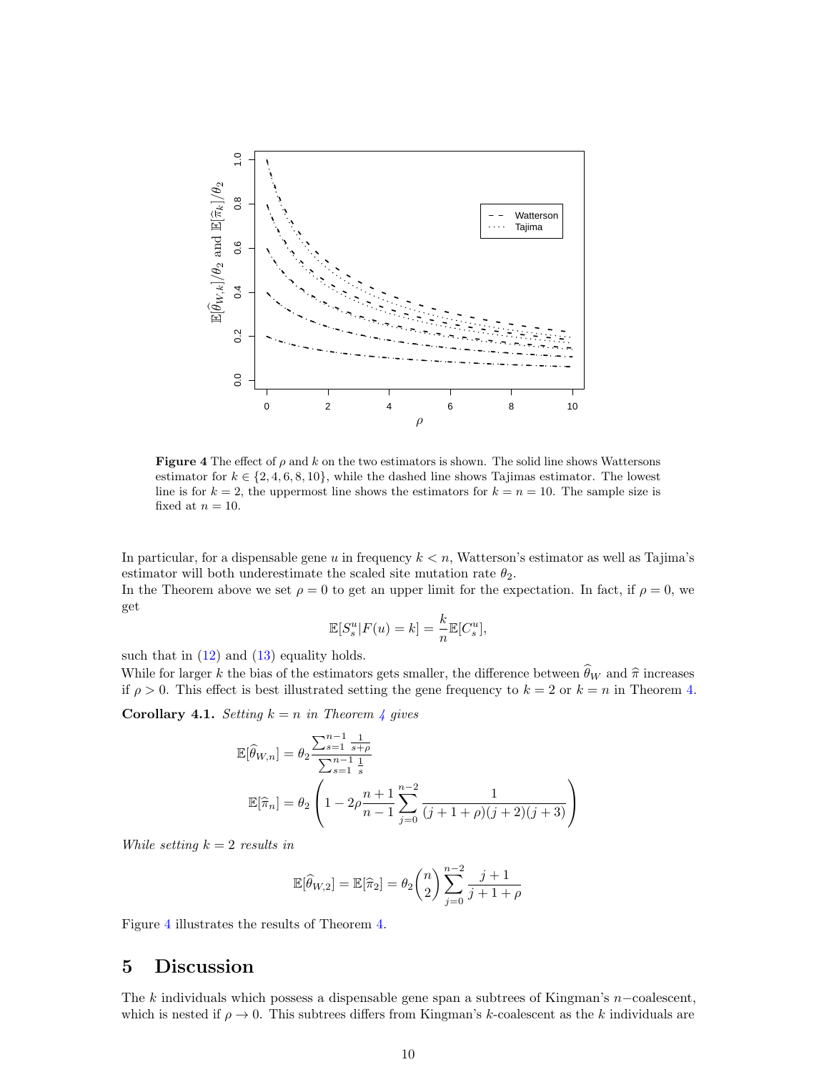**Figure 4** The effect of $\rho$ and $k$ on the two estimators is shown. The solid line shows Wattersons estimator for $k \in \{2, 4, 6, 8, 10\}$, while the dashed line shows Tajimas estimator. The lowest line is for $k = 2$, the uppermost line shows the estimators for $k = n = 10$. The sample size is fixed at $n = 10$.

In particular, for a dispensable gene $u$ in frequency $k < n$, Watterson's estimator as well as Tajima's estimator will both underestimate the scaled site mutation rate $\theta_2$.

In the Theorem above we set $\rho = 0$ to get an upper limit for the expectation. In fact, if $\rho = 0$, we get

$$\mathbb{E}[S_s^u | F(u) = k] = \frac{k}{n} \mathbb{E}[C_s^u],$$

such that in (12) and (13) equality holds.

While for larger $k$ the bias of the estimators gets smaller, the difference between $\widehat{\theta}_W$ and $\widehat{\pi}$ increases if $\rho > 0$. This effect is best illustrated setting the gene frequency to $k = 2$ or $k = n$ in Theorem 4.

**Corollary 4.1.** *Setting $k = n$ in Theorem 4 gives*

$$\mathbb{E}[\widehat{\theta}_{W,n}] = \theta_2 \frac{\sum_{s=1}^{n-1} \frac{1}{s+\rho}}{\sum_{s=1}^{n-1} \frac{1}{s}}$$

$$\mathbb{E}[\widehat{\pi}_n] = \theta_2 \left( 1 - 2\rho \frac{n+1}{n-1} \sum_{j=0}^{n-2} \frac{1}{(j+1+\rho)(j+2)(j+3)} \right)$$

*While setting $k = 2$ results in*

$$\mathbb{E}[\widehat{\theta}_{W,2}] = \mathbb{E}[\widehat{\pi}_2] = \theta_2 \binom{n}{2} \sum_{j=0}^{n-2} \frac{j+1}{j+1+\rho}$$

Figure 4 illustrates the results of Theorem 4.

## 5 Discussion

The $k$ individuals which possess a dispensable gene span a subtrees of Kingman's $n-$coalescent, which is nested if $\rho \to 0$. This subtrees differs from Kingman's $k$-coalescent as the $k$ individuals are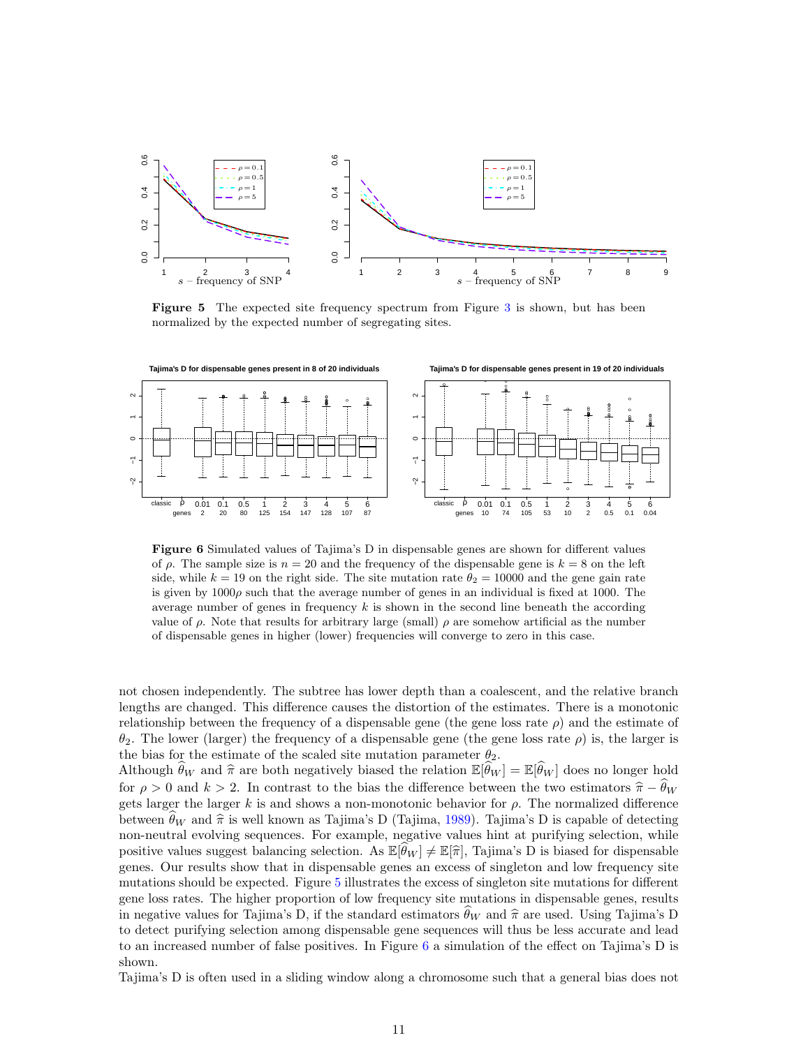**Figure 5** The expected site frequency spectrum from Figure 3 is shown, but has been normalized by the expected number of segregating sites.

**Figure 6** Simulated values of Tajima's D in dispensable genes are shown for different values of $\rho$. The sample size is $n = 20$ and the frequency of the dispensable gene is $k = 8$ on the left side, while $k = 19$ on the right side. The site mutation rate $\theta_2 = 10000$ and the gene gain rate is given by $1000\rho$ such that the average number of genes in an individual is fixed at 1000. The average number of genes in frequency $k$ is shown in the second line beneath the according value of $\rho$. Note that results for arbitrary large (small) $\rho$ are somehow artificial as the number of dispensable genes in higher (lower) frequencies will converge to zero in this case.

not chosen independently. The subtree has lower depth than a coalescent, and the relative branch lengths are changed. This difference causes the distortion of the estimates. There is a monotonic relationship between the frequency of a dispensable gene (the gene loss rate $\rho$) and the estimate of $\theta_2$. The lower (larger) the frequency of a dispensable gene (the gene loss rate $\rho$) is, the larger is the bias for the estimate of the scaled site mutation parameter $\theta_2$.

Although $\widehat{\theta}_W$ and $\widehat{\pi}$ are both negatively biased the relation $\mathbb{E}[\widehat{\theta}_W] = \mathbb{E}[\widehat{\theta}_W]$ does no longer hold for $\rho > 0$ and $k > 2$. In contrast to the bias the difference between the two estimators $\widehat{\pi} - \widehat{\theta}_W$ gets larger the larger $k$ is and shows a non-monotonic behavior for $\rho$. The normalized difference between $\widehat{\theta}_W$ and $\widehat{\pi}$ is well known as Tajima's D (Tajima, 1989). Tajima's D is capable of detecting non-neutral evolving sequences. For example, negative values hint at purifying selection, while positive values suggest balancing selection. As $\mathbb{E}[\widehat{\theta}_W] \neq \mathbb{E}[\widehat{\pi}]$, Tajima's D is biased for dispensable genes. Our results show that in dispensable genes an excess of singleton and low frequency site mutations should be expected. Figure 5 illustrates the excess of singleton site mutations for different gene loss rates. The higher proportion of low frequency site mutations in dispensable genes, results in negative values for Tajima's D, if the standard estimators $\widehat{\theta}_W$ and $\widehat{\pi}$ are used. Using Tajima's D to detect purifying selection among dispensable gene sequences will thus be less accurate and lead to an increased number of false positives. In Figure 6 a simulation of the effect on Tajima's D is shown.

Tajima's D is often used in a sliding window along a chromosome such that a general bias does not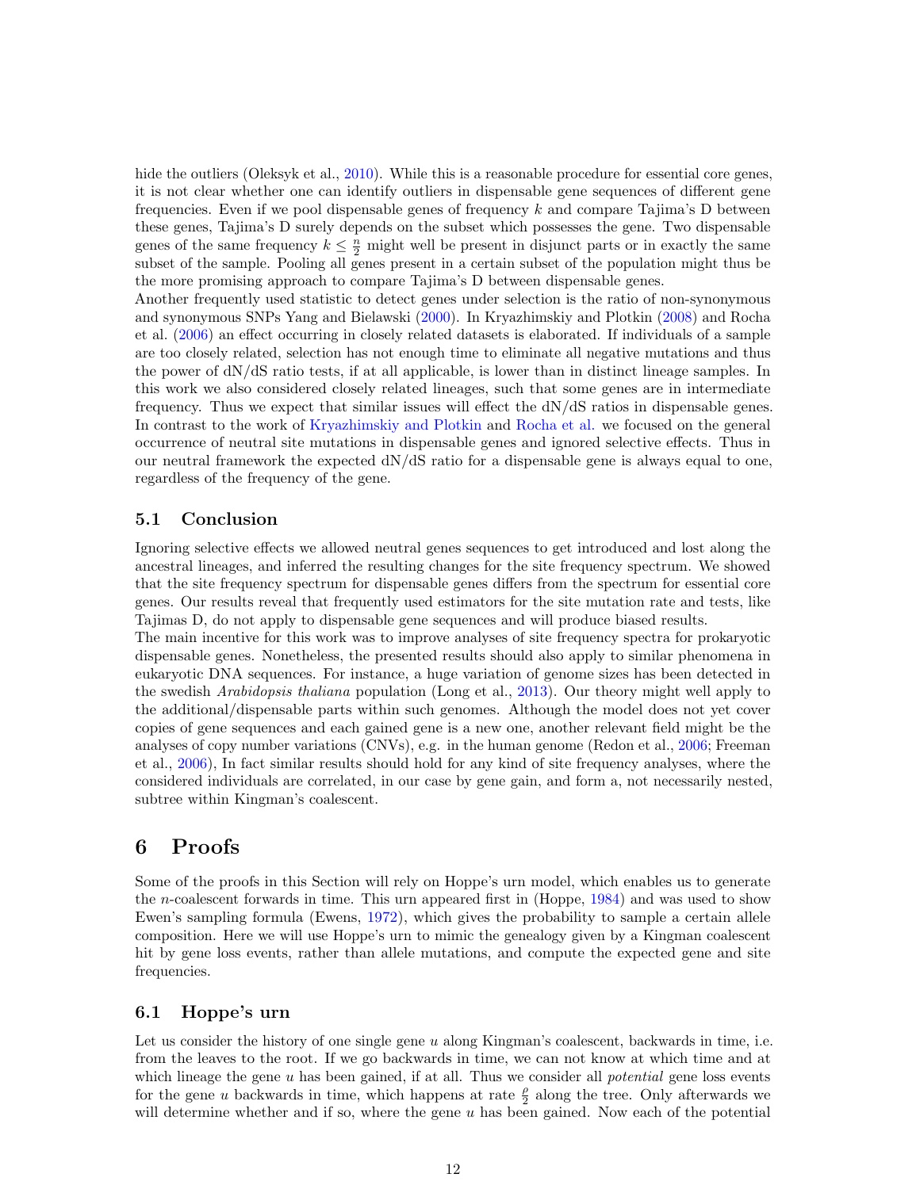hide the outliers (Oleksyk et al., 2010). While this is a reasonable procedure for essential core genes, it is not clear whether one can identify outliers in dispensable gene sequences of different gene frequencies. Even if we pool dispensable genes of frequency $k$ and compare Tajima's D between these genes, Tajima's D surely depends on the subset which possesses the gene. Two dispensable genes of the same frequency $k \leq \frac{n}{2}$ might well be present in disjunct parts or in exactly the same subset of the sample. Pooling all genes present in a certain subset of the population might thus be the more promising approach to compare Tajima's D between dispensable genes.
Another frequently used statistic to detect genes under selection is the ratio of non-synonymous and synonymous SNPs Yang and Bielawski (2000). In Kryazhimskiy and Plotkin (2008) and Rocha et al. (2006) an effect occurring in closely related datasets is elaborated. If individuals of a sample are too closely related, selection has not enough time to eliminate all negative mutations and thus the power of dN/dS ratio tests, if at all applicable, is lower than in distinct lineage samples. In this work we also considered closely related lineages, such that some genes are in intermediate frequency. Thus we expect that similar issues will effect the dN/dS ratios in dispensable genes. In contrast to the work of Kryazhimskiy and Plotkin and Rocha et al. we focused on the general occurrence of neutral site mutations in dispensable genes and ignored selective effects. Thus in our neutral framework the expected dN/dS ratio for a dispensable gene is always equal to one, regardless of the frequency of the gene.

### 5.1 Conclusion

Ignoring selective effects we allowed neutral genes sequences to get introduced and lost along the ancestral lineages, and inferred the resulting changes for the site frequency spectrum. We showed that the site frequency spectrum for dispensable genes differs from the spectrum for essential core genes. Our results reveal that frequently used estimators for the site mutation rate and tests, like Tajimas D, do not apply to dispensable gene sequences and will produce biased results.
The main incentive for this work was to improve analyses of site frequency spectra for prokaryotic dispensable genes. Nonetheless, the presented results should also apply to similar phenomena in eukaryotic DNA sequences. For instance, a huge variation of genome sizes has been detected in the swedish *Arabidopsis thaliana* population (Long et al., 2013). Our theory might well apply to the additional/dispensable parts within such genomes. Although the model does not yet cover copies of gene sequences and each gained gene is a new one, another relevant field might be the analyses of copy number variations (CNVs), e.g. in the human genome (Redon et al., 2006; Freeman et al., 2006), In fact similar results should hold for any kind of site frequency analyses, where the considered individuals are correlated, in our case by gene gain, and form a, not necessarily nested, subtree within Kingman's coalescent.

## 6 Proofs

Some of the proofs in this Section will rely on Hoppe's urn model, which enables us to generate the $n$-coalescent forwards in time. This urn appeared first in (Hoppe, 1984) and was used to show Ewen's sampling formula (Ewens, 1972), which gives the probability to sample a certain allele composition. Here we will use Hoppe's urn to mimic the genealogy given by a Kingman coalescent hit by gene loss events, rather than allele mutations, and compute the expected gene and site frequencies.

### 6.1 Hoppe's urn

Let us consider the history of one single gene $u$ along Kingman's coalescent, backwards in time, i.e. from the leaves to the root. If we go backwards in time, we can not know at which time and at which lineage the gene $u$ has been gained, if at all. Thus we consider all *potential* gene loss events for the gene $u$ backwards in time, which happens at rate $\frac{\rho}{2}$ along the tree. Only afterwards we will determine whether and if so, where the gene $u$ has been gained. Now each of the potential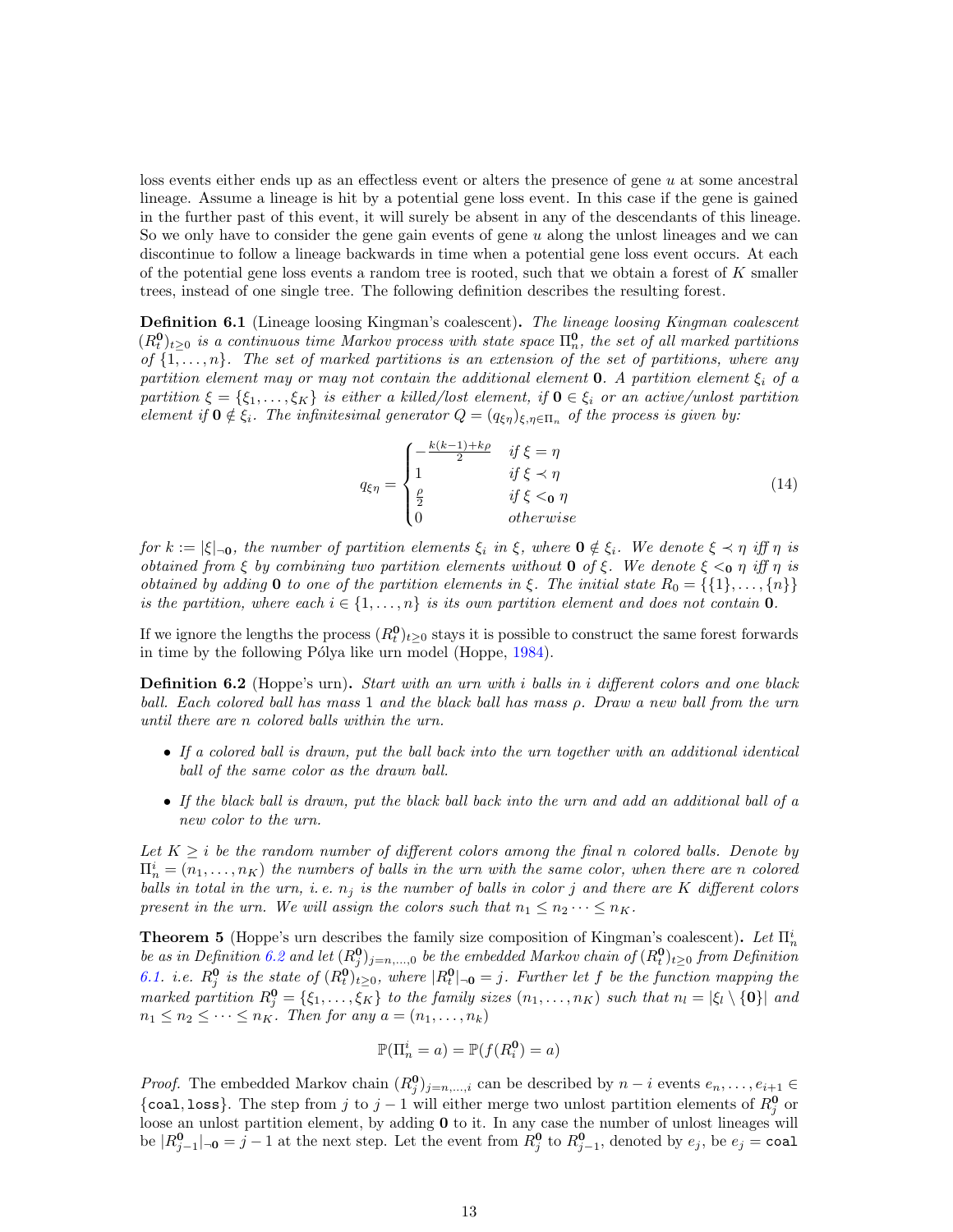loss events either ends up as an effectless event or alters the presence of gene $u$ at some ancestral lineage. Assume a lineage is hit by a potential gene loss event. In this case if the gene is gained in the further past of this event, it will surely be absent in any of the descendants of this lineage. So we only have to consider the gene gain events of gene $u$ along the unlost lineages and we can discontinue to follow a lineage backwards in time when a potential gene loss event occurs. At each of the potential gene loss events a random tree is rooted, such that we obtain a forest of $K$ smaller trees, instead of one single tree. The following definition describes the resulting forest.

**Definition 6.1** (Lineage loosing Kingman's coalescent)**.** *The lineage loosing Kingman coalescent $(R^{\mathbf{0}}_t)_{t\geq 0}$ is a continuous time Markov process with state space $\Pi^{\mathbf{0}}_n$, the set of all marked partitions of $\{1,\dots,n\}$. The set of marked partitions is an extension of the set of partitions, where any partition element may or may not contain the additional element $\mathbf{0}$. A partition element $\xi_i$ of a partition $\xi = \{\xi_1,\dots,\xi_K\}$ is either a killed/lost element, if $\mathbf{0}\in\xi_i$ or an active/unlost partition element if $\mathbf{0}\notin\xi_i$. The infinitesimal generator $Q = (q_{\xi\eta})_{\xi,\eta\in\Pi_n}$ of the process is given by:*

$$q_{\xi\eta} = \begin{cases} -\frac{k(k-1)+k\rho}{2} & \text{if } \xi = \eta \\ 1 & \text{if } \xi \prec \eta \\ \frac{\rho}{2} & \text{if } \xi <_{\mathbf{0}} \eta \\ 0 & \text{otherwise} \end{cases} \tag{14}$$

*for $k := |\xi|_{\neg\mathbf{0}}$, the number of partition elements $\xi_i$ in $\xi$, where $\mathbf{0}\notin\xi_i$. We denote $\xi\prec\eta$ iff $\eta$ is obtained from $\xi$ by combining two partition elements without $\mathbf{0}$ of $\xi$. We denote $\xi <_{\mathbf{0}} \eta$ iff $\eta$ is obtained by adding $\mathbf{0}$ to one of the partition elements in $\xi$. The initial state $R_0 = \{\{1\},\dots,\{n\}\}$ is the partition, where each $i\in\{1,\dots,n\}$ is its own partition element and does not contain $\mathbf{0}$.*

If we ignore the lengths the process $(R^{\mathbf{0}}_t)_{t\geq 0}$ stays it is possible to construct the same forest forwards in time by the following Pólya like urn model (Hoppe, 1984).

**Definition 6.2** (Hoppe's urn)**.** *Start with an urn with $i$ balls in $i$ different colors and one black ball. Each colored ball has mass 1 and the black ball has mass $\rho$. Draw a new ball from the urn until there are $n$ colored balls within the urn.*

- *If a colored ball is drawn, put the ball back into the urn together with an additional identical ball of the same color as the drawn ball.*
- *If the black ball is drawn, put the black ball back into the urn and add an additional ball of a new color to the urn.*

*Let $K\geq i$ be the random number of different colors among the final $n$ colored balls. Denote by $\Pi^i_n = (n_1,\dots,n_K)$ the numbers of balls in the urn with the same color, when there are $n$ colored balls in total in the urn, i. e. $n_j$ is the number of balls in color $j$ and there are $K$ different colors present in the urn. We will assign the colors such that $n_1\leq n_2\cdots\leq n_K$.*

**Theorem 5** (Hoppe's urn describes the family size composition of Kingman's coalescent)**.** *Let $\Pi^i_n$ be as in Definition 6.2 and let $(R^{\mathbf{0}}_j)_{j=n,\dots,0}$ be the embedded Markov chain of $(R^{\mathbf{0}}_t)_{t\geq 0}$ from Definition 6.1. i.e. $R^{\mathbf{0}}_j$ is the state of $(R^{\mathbf{0}}_t)_{t\geq 0}$, where $|R^{\mathbf{0}}_t|_{\neg\mathbf{0}} = j$. Further let $f$ be the function mapping the marked partition $R^{\mathbf{0}}_j = \{\xi_1,\dots,\xi_K\}$ to the family sizes $(n_1,\dots,n_K)$ such that $n_l = |\xi_l\setminus\{\mathbf{0}\}|$ and $n_1\leq n_2\leq\cdots\leq n_K$. Then for any $a = (n_1,\dots,n_k)$*

$$\mathbb{P}(\Pi^i_n = a) = \mathbb{P}(f(R^{\mathbf{0}}_i) = a)$$

*Proof.* The embedded Markov chain $(R^{\mathbf{0}}_j)_{j=n,\dots,i}$ can be described by $n-i$ events $e_n,\dots,e_{i+1}\in\{\texttt{coal},\texttt{loss}\}$. The step from $j$ to $j-1$ will either merge two unlost partition elements of $R^{\mathbf{0}}_j$ or loose an unlost partition element, by adding $\mathbf{0}$ to it. In any case the number of unlost lineages will be $|R^{\mathbf{0}}_{j-1}|_{\neg\mathbf{0}} = j-1$ at the next step. Let the event from $R^{\mathbf{0}}_j$ to $R^{\mathbf{0}}_{j-1}$, denoted by $e_j$, be $e_j = \texttt{coal}$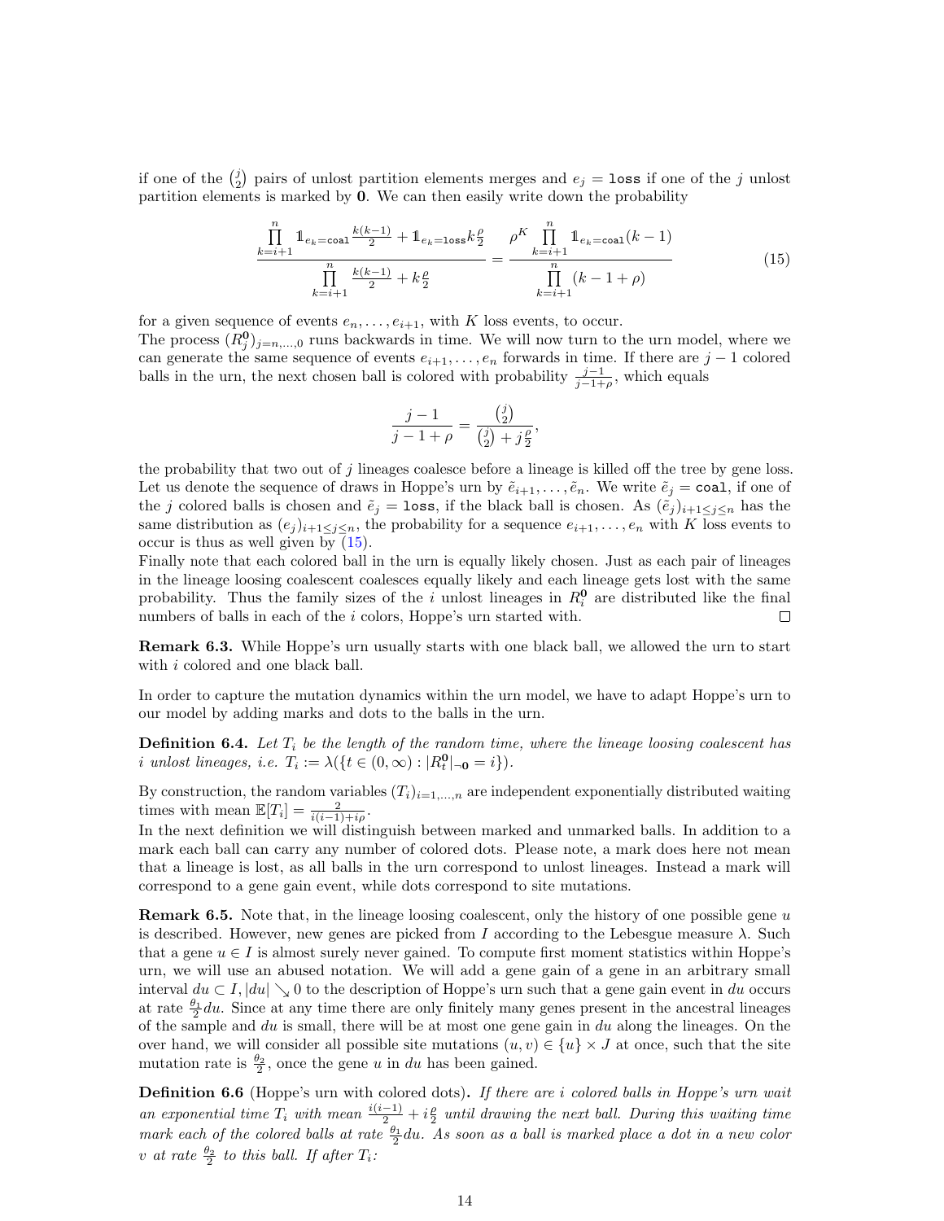if one of the $\binom{j}{2}$ pairs of unlost partition elements merges and $e_j = \texttt{loss}$ if one of the $j$ unlost partition elements is marked by $\mathbf{0}$. We can then easily write down the probability

$$\frac{\prod_{k=i+1}^{n} \mathbb{1}_{e_k=\texttt{coal}} \frac{k(k-1)}{2} + \mathbb{1}_{e_k=\texttt{loss}} k\frac{\rho}{2}}{\prod_{k=i+1}^{n} \frac{k(k-1)}{2} + k\frac{\rho}{2}} = \frac{\rho^K \prod_{k=i+1}^{n} \mathbb{1}_{e_k=\texttt{coal}}(k-1)}{\prod_{k=i+1}^{n}(k-1+\rho)} \tag{15}$$

for a given sequence of events $e_n, \ldots, e_{i+1}$, with $K$ loss events, to occur.
The process $(R_j^{\mathbf{0}})_{j=n,\ldots,0}$ runs backwards in time. We will now turn to the urn model, where we can generate the same sequence of events $e_{i+1}, \ldots, e_n$ forwards in time. If there are $j-1$ colored balls in the urn, the next chosen ball is colored with probability $\frac{j-1}{j-1+\rho}$, which equals

$$\frac{j-1}{j-1+\rho} = \frac{\binom{j}{2}}{\binom{j}{2} + j\frac{\rho}{2}},$$

the probability that two out of $j$ lineages coalesce before a lineage is killed off the tree by gene loss. Let us denote the sequence of draws in Hoppe's urn by $\tilde{e}_{i+1}, \ldots, \tilde{e}_n$. We write $\tilde{e}_j = \texttt{coal}$, if one of the $j$ colored balls is chosen and $\tilde{e}_j = \texttt{loss}$, if the black ball is chosen. As $(\tilde{e}_j)_{i+1 \le j \le n}$ has the same distribution as $(e_j)_{i+1 \le j \le n}$, the probability for a sequence $e_{i+1}, \ldots, e_n$ with $K$ loss events to occur is thus as well given by (15).
Finally note that each colored ball in the urn is equally likely chosen. Just as each pair of lineages in the lineage loosing coalescent coalesces equally likely and each lineage gets lost with the same probability. Thus the family sizes of the $i$ unlost lineages in $R_i^{\mathbf{0}}$ are distributed like the final numbers of balls in each of the $i$ colors, Hoppe's urn started with. □

**Remark 6.3.** While Hoppe's urn usually starts with one black ball, we allowed the urn to start with $i$ colored and one black ball.

In order to capture the mutation dynamics within the urn model, we have to adapt Hoppe's urn to our model by adding marks and dots to the balls in the urn.

**Definition 6.4.** *Let $T_i$ be the length of the random time, where the lineage loosing coalescent has $i$ unlost lineages, i.e. $T_i := \lambda(\{t \in (0,\infty) : |R_t^{\mathbf{0}}|_{\neg\mathbf{0}} = i\})$.*

By construction, the random variables $(T_i)_{i=1,\ldots,n}$ are independent exponentially distributed waiting times with mean $\mathbb{E}[T_i] = \frac{2}{i(i-1)+i\rho}$.
In the next definition we will distinguish between marked and unmarked balls. In addition to a mark each ball can carry any number of colored dots. Please note, a mark does here not mean that a lineage is lost, as all balls in the urn correspond to unlost lineages. Instead a mark will correspond to a gene gain event, while dots correspond to site mutations.

**Remark 6.5.** Note that, in the lineage loosing coalescent, only the history of one possible gene $u$ is described. However, new genes are picked from $I$ according to the Lebesgue measure $\lambda$. Such that a gene $u \in I$ is almost surely never gained. To compute first moment statistics within Hoppe's urn, we will use an abused notation. We will add a gene gain of a gene in an arbitrary small interval $du \subset I, |du| \searrow 0$ to the description of Hoppe's urn such that a gene gain event in $du$ occurs at rate $\frac{\theta_1}{2}du$. Since at any time there are only finitely many genes present in the ancestral lineages of the sample and $du$ is small, there will be at most one gene gain in $du$ along the lineages. On the over hand, we will consider all possible site mutations $(u,v) \in \{u\} \times J$ at once, such that the site mutation rate is $\frac{\theta_2}{2}$, once the gene $u$ in $du$ has been gained.

**Definition 6.6** (Hoppe's urn with colored dots)**.** *If there are $i$ colored balls in Hoppe's urn wait an exponential time $T_i$ with mean $\frac{i(i-1)}{2} + i\frac{\rho}{2}$ until drawing the next ball. During this waiting time mark each of the colored balls at rate $\frac{\theta_1}{2}du$. As soon as a ball is marked place a dot in a new color $v$ at rate $\frac{\theta_2}{2}$ to this ball. If after $T_i$:*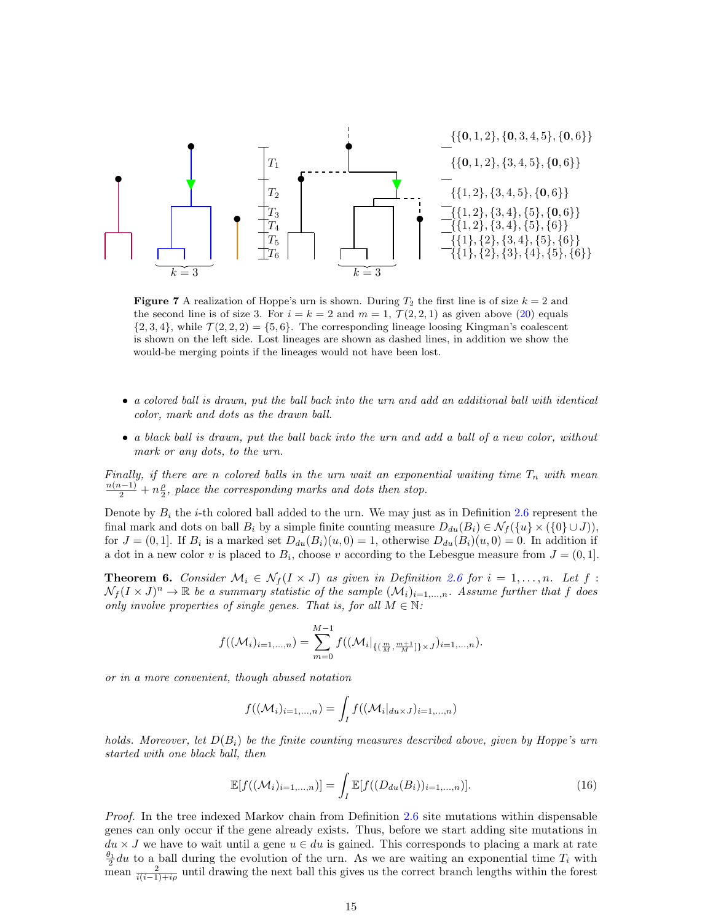Figure 7 A realization of Hoppe's urn is shown. During $T_2$ the first line is of size $k = 2$ and the second line is of size 3. For $i = k = 2$ and $m = 1$, $\mathcal{T}(2, 2, 1)$ as given above (20) equals $\{2, 3, 4\}$, while $\mathcal{T}(2, 2, 2) = \{5, 6\}$. The corresponding lineage loosing Kingman's coalescent is shown on the left side. Lost lineages are shown as dashed lines, in addition we show the would-be merging points if the lineages would not have been lost.

- *a colored ball is drawn, put the ball back into the urn and add an additional ball with identical color, mark and dots as the drawn ball.*
- *a black ball is drawn, put the ball back into the urn and add a ball of a new color, without mark or any dots, to the urn.*

*Finally, if there are n colored balls in the urn wait an exponential waiting time $T_n$ with mean $\frac{n(n-1)}{2} + n\frac{\rho}{2}$, place the corresponding marks and dots then stop.*

Denote by $B_i$ the $i$-th colored ball added to the urn. We may just as in Definition 2.6 represent the final mark and dots on ball $B_i$ by a simple finite counting measure $D_{du}(B_i) \in \mathcal{N}_f(\{u\} \times (\{0\} \cup J))$, for $J = (0, 1]$. If $B_i$ is a marked set $D_{du}(B_i)(u, 0) = 1$, otherwise $D_{du}(B_i)(u, 0) = 0$. In addition if a dot in a new color $v$ is placed to $B_i$, choose $v$ according to the Lebesgue measure from $J = (0, 1]$.

**Theorem 6.** *Consider $\mathcal{M}_i \in \mathcal{N}_f(I \times J)$ as given in Definition 2.6 for $i = 1, \ldots, n$. Let $f : \mathcal{N}_f(I \times J)^n \to \mathbb{R}$ be a summary statistic of the sample $(\mathcal{M}_i)_{i=1,\ldots,n}$. Assume further that $f$ does only involve properties of single genes. That is, for all $M \in \mathbb{N}$:*

$$f((\mathcal{M}_i)_{i=1,\ldots,n}) = \sum_{m=0}^{M-1} f((\mathcal{M}_i|_{\{(\frac{m}{M}, \frac{m+1}{M}]\} \times J})_{i=1,\ldots,n}).$$

*or in a more convenient, though abused notation*

$$f((\mathcal{M}_i)_{i=1,\ldots,n}) = \int_I f((\mathcal{M}_i|_{du \times J})_{i=1,\ldots,n})$$

*holds. Moreover, let $D(B_i)$ be the finite counting measures described above, given by Hoppe's urn started with one black ball, then*

$$\mathbb{E}[f((\mathcal{M}_i)_{i=1,\ldots,n})] = \int_I \mathbb{E}[f((D_{du}(B_i))_{i=1,\ldots,n})]. \tag{16}$$

*Proof.* In the tree indexed Markov chain from Definition 2.6 site mutations within dispensable genes can only occur if the gene already exists. Thus, before we start adding site mutations in $du \times J$ we have to wait until a gene $u \in du$ is gained. This corresponds to placing a mark at rate $\frac{\theta_1}{2}du$ to a ball during the evolution of the urn. As we are waiting an exponential time $T_i$ with mean $\frac{2}{i(i-1)+i\rho}$ until drawing the next ball this gives us the correct branch lengths within the forest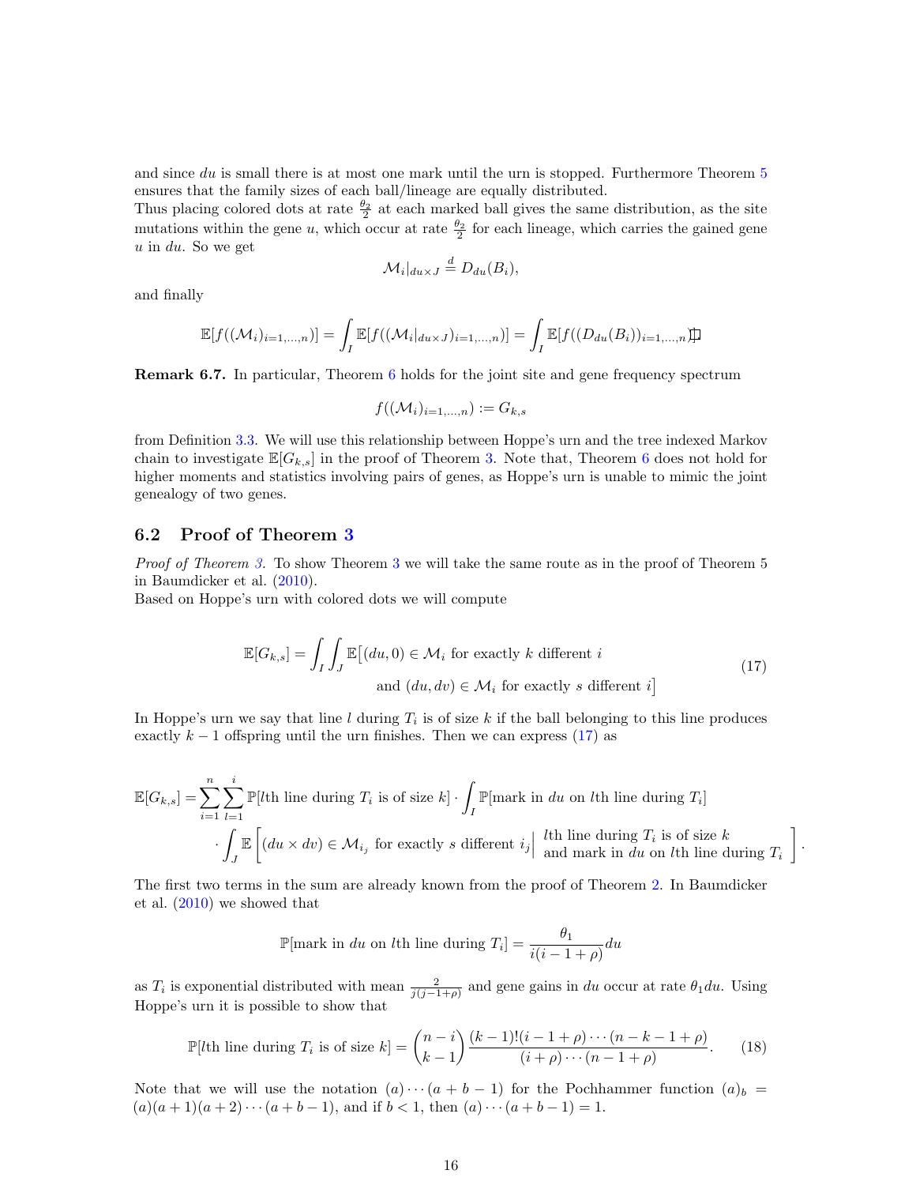and since $du$ is small there is at most one mark until the urn is stopped. Furthermore Theorem 5 ensures that the family sizes of each ball/lineage are equally distributed.
Thus placing colored dots at rate $\frac{\theta_2}{2}$ at each marked ball gives the same distribution, as the site mutations within the gene $u$, which occur at rate $\frac{\theta_2}{2}$ for each lineage, which carries the gained gene $u$ in $du$. So we get

$$\mathcal{M}_i|_{du\times J} \stackrel{d}{=} D_{du}(B_i),$$

and finally

$$\mathbb{E}[f((\mathcal{M}_i)_{i=1,\dots,n})] = \int_I \mathbb{E}[f((\mathcal{M}_i|_{du\times J})_{i=1,\dots,n})] = \int_I \mathbb{E}[f((D_{du}(B_i))_{i=1,\dots,n})] \qquad \square$$

**Remark 6.7.** In particular, Theorem 6 holds for the joint site and gene frequency spectrum

$$f((\mathcal{M}_i)_{i=1,\dots,n}) := G_{k,s}$$

from Definition 3.3. We will use this relationship between Hoppe's urn and the tree indexed Markov chain to investigate $\mathbb{E}[G_{k,s}]$ in the proof of Theorem 3. Note that, Theorem 6 does not hold for higher moments and statistics involving pairs of genes, as Hoppe's urn is unable to mimic the joint genealogy of two genes.

## 6.2 Proof of Theorem 3

*Proof of Theorem 3.* To show Theorem 3 we will take the same route as in the proof of Theorem 5 in Baumdicker et al. (2010).
Based on Hoppe's urn with colored dots we will compute

$$\begin{aligned}\mathbb{E}[G_{k,s}] = \int_I \int_J \mathbb{E}\big[&(du,0)\in\mathcal{M}_i \text{ for exactly } k \text{ different } i\\ &\text{and } (du,dv)\in\mathcal{M}_i \text{ for exactly } s \text{ different } i\big]\end{aligned} \tag{17}$$

In Hoppe's urn we say that line $l$ during $T_i$ is of size $k$ if the ball belonging to this line produces exactly $k-1$ offspring until the urn finishes. Then we can express (17) as

$$\begin{aligned}\mathbb{E}[G_{k,s}] = \sum_{i=1}^{n}\sum_{l=1}^{i} &\mathbb{P}[l\text{th line during } T_i \text{ is of size } k]\cdot \int_I \mathbb{P}[\text{mark in } du \text{ on } l\text{th line during } T_i]\\ &\cdot \int_J \mathbb{E}\left[(du\times dv)\in\mathcal{M}_{i_j} \text{ for exactly } s \text{ different } i_j \,\middle|\, \begin{array}{l} l\text{th line during } T_i \text{ is of size } k\\ \text{and mark in } du \text{ on } l\text{th line during } T_i\end{array}\right].\end{aligned}$$

The first two terms in the sum are already known from the proof of Theorem 2. In Baumdicker et al. (2010) we showed that

$$\mathbb{P}[\text{mark in } du \text{ on } l\text{th line during } T_i] = \frac{\theta_1}{i(i-1+\rho)}du$$

as $T_i$ is exponential distributed with mean $\frac{2}{j(j-1+\rho)}$ and gene gains in $du$ occur at rate $\theta_1 du$. Using Hoppe's urn it is possible to show that

$$\mathbb{P}[l\text{th line during } T_i \text{ is of size } k] = \binom{n-i}{k-1}\frac{(k-1)!(i-1+\rho)\cdots(n-k-1+\rho)}{(i+\rho)\cdots(n-1+\rho)}. \tag{18}$$

Note that we will use the notation $(a)\cdots(a+b-1)$ for the Pochhammer function $(a)_b = (a)(a+1)(a+2)\cdots(a+b-1)$, and if $b<1$, then $(a)\cdots(a+b-1)=1$.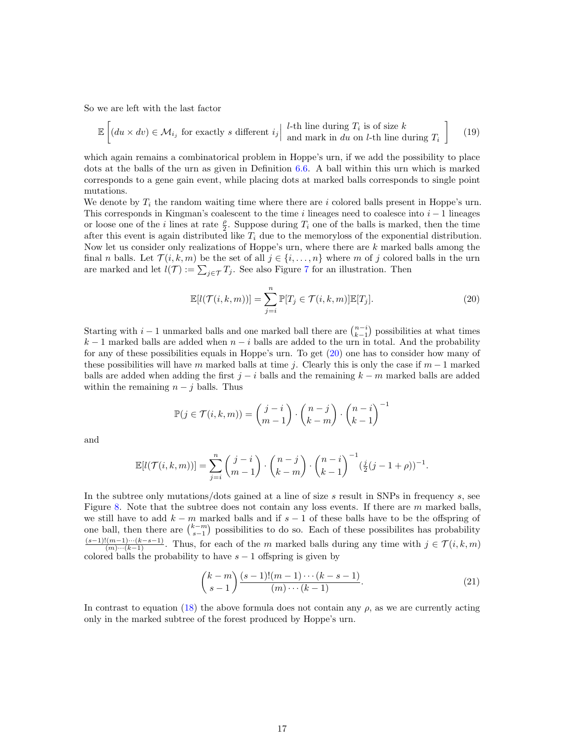So we are left with the last factor

$$
\mathbb{E}\left[(du \times dv) \in \mathcal{M}_{i_j} \text{ for exactly } s \text{ different } i_j \middle| \begin{array}{l} l\text{-th line during } T_i \text{ is of size } k \\ \text{and mark in } du \text{ on } l\text{-th line during } T_i \end{array}\right] \tag{19}
$$

which again remains a combinatorical problem in Hoppe's urn, if we add the possibility to place dots at the balls of the urn as given in Definition 6.6. A ball within this urn which is marked corresponds to a gene gain event, while placing dots at marked balls corresponds to single point mutations.

We denote by $T_i$ the random waiting time where there are $i$ colored balls present in Hoppe's urn. This corresponds in Kingman's coalescent to the time $i$ lineages need to coalesce into $i-1$ lineages or loose one of the $i$ lines at rate $\frac{\rho}{2}$. Suppose during $T_i$ one of the balls is marked, then the time after this event is again distributed like $T_i$ due to the memoryloss of the exponential distribution. Now let us consider only realizations of Hoppe's urn, where there are $k$ marked balls among the final $n$ balls. Let $\mathcal{T}(i,k,m)$ be the set of all $j \in \{i, \dots, n\}$ where $m$ of $j$ colored balls in the urn are marked and let $l(\mathcal{T}) := \sum_{j \in \mathcal{T}} T_j$. See also Figure 7 for an illustration. Then

$$
\mathbb{E}[l(\mathcal{T}(i,k,m))] = \sum_{j=i}^{n} \mathbb{P}[T_j \in \mathcal{T}(i,k,m)]\mathbb{E}[T_j]. \tag{20}
$$

Starting with $i-1$ unmarked balls and one marked ball there are $\binom{n-i}{k-1}$ possibilities at what times $k-1$ marked balls are added when $n-i$ balls are added to the urn in total. And the probability for any of these possibilities equals in Hoppe's urn. To get (20) one has to consider how many of these possibilities will have $m$ marked balls at time $j$. Clearly this is only the case if $m-1$ marked balls are added when adding the first $j-i$ balls and the remaining $k-m$ marked balls are added within the remaining $n-j$ balls. Thus

$$
\mathbb{P}(j \in \mathcal{T}(i,k,m)) = \binom{j-i}{m-1} \cdot \binom{n-j}{k-m} \cdot \binom{n-i}{k-1}^{-1}
$$

and

$$
\mathbb{E}[l(\mathcal{T}(i,k,m))] = \sum_{j=i}^{n} \binom{j-i}{m-1} \cdot \binom{n-j}{k-m} \cdot \binom{n-i}{k-1}^{-1} \left(\tfrac{j}{2}(j-1+\rho)\right)^{-1}.
$$

In the subtree only mutations/dots gained at a line of size $s$ result in SNPs in frequency $s$, see Figure 8. Note that the subtree does not contain any loss events. If there are $m$ marked balls, we still have to add $k-m$ marked balls and if $s-1$ of these balls have to be the offspring of one ball, then there are $\binom{k-m}{s-1}$ possibilities to do so. Each of these possibilites has probability $\frac{(s-1)!(m-1)\cdots(k-s-1)}{(m)\cdots(k-1)}$. Thus, for each of the $m$ marked balls during any time with $j \in \mathcal{T}(i,k,m)$ colored balls the probability to have $s-1$ offspring is given by

$$
\binom{k-m}{s-1} \frac{(s-1)!(m-1)\cdots(k-s-1)}{(m)\cdots(k-1)}. \tag{21}
$$

In contrast to equation (18) the above formula does not contain any $\rho$, as we are currently acting only in the marked subtree of the forest produced by Hoppe's urn.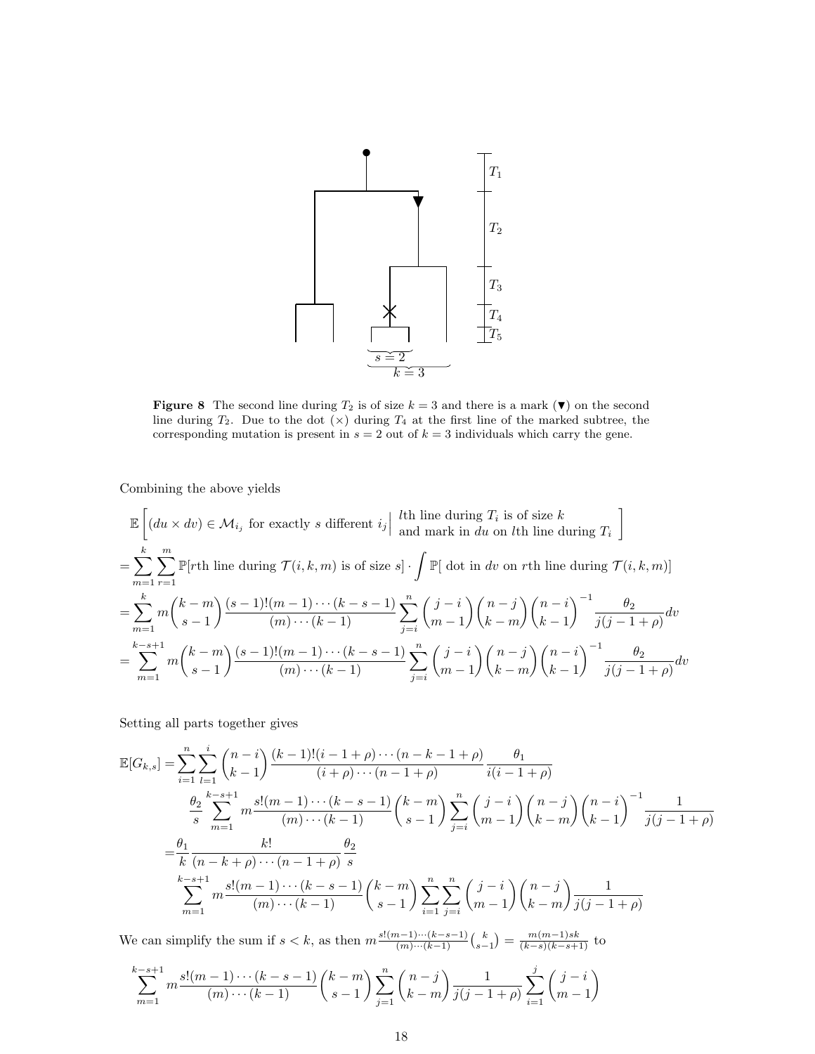**Figure 8** The second line during $T_2$ is of size $k=3$ and there is a mark ($\blacktriangledown$) on the second line during $T_2$. Due to the dot ($\times$) during $T_4$ at the first line of the marked subtree, the corresponding mutation is present in $s=2$ out of $k=3$ individuals which carry the gene.

Combining the above yields

$$
\begin{aligned}
&\mathbb{E}\left[(du \times dv) \in \mathcal{M}_{i_j} \text{ for exactly } s \text{ different } i_j \middle| \begin{array}{l} l\text{th line during } T_i \text{ is of size } k \\ \text{and mark in } du \text{ on } l\text{th line during } T_i \end{array}\right] \\
&= \sum_{m=1}^{k}\sum_{r=1}^{m} \mathbb{P}[r\text{th line during } \mathcal{T}(i,k,m) \text{ is of size } s] \cdot \int \mathbb{P}[\text{ dot in } dv \text{ on } r\text{th line during } \mathcal{T}(i,k,m)] \\
&= \sum_{m=1}^{k} m\binom{k-m}{s-1}\frac{(s-1)!(m-1)\cdots(k-s-1)}{(m)\cdots(k-1)}\sum_{j=i}^{n}\binom{j-i}{m-1}\binom{n-j}{k-m}\binom{n-i}{k-1}^{-1}\frac{\theta_2}{j(j-1+\rho)}dv \\
&= \sum_{m=1}^{k-s+1} m\binom{k-m}{s-1}\frac{(s-1)!(m-1)\cdots(k-s-1)}{(m)\cdots(k-1)}\sum_{j=i}^{n}\binom{j-i}{m-1}\binom{n-j}{k-m}\binom{n-i}{k-1}^{-1}\frac{\theta_2}{j(j-1+\rho)}dv
\end{aligned}
$$

Setting all parts together gives

$$
\begin{aligned}
\mathbb{E}[G_{k,s}] =& \sum_{i=1}^{n}\sum_{l=1}^{i}\binom{n-i}{k-1}\frac{(k-1)!(i-1+\rho)\cdots(n-k-1+\rho)}{(i+\rho)\cdots(n-1+\rho)}\frac{\theta_1}{i(i-1+\rho)} \\
&\frac{\theta_2}{s}\sum_{m=1}^{k-s+1} m\frac{s!(m-1)\cdots(k-s-1)}{(m)\cdots(k-1)}\binom{k-m}{s-1}\sum_{j=i}^{n}\binom{j-i}{m-1}\binom{n-j}{k-m}\binom{n-i}{k-1}^{-1}\frac{1}{j(j-1+\rho)} \\
=& \frac{\theta_1}{k}\frac{k!}{(n-k+\rho)\cdots(n-1+\rho)}\frac{\theta_2}{s} \\
&\sum_{m=1}^{k-s+1} m\frac{s!(m-1)\cdots(k-s-1)}{(m)\cdots(k-1)}\binom{k-m}{s-1}\sum_{i=1}^{n}\sum_{j=i}^{n}\binom{j-i}{m-1}\binom{n-j}{k-m}\frac{1}{j(j-1+\rho)}
\end{aligned}
$$

We can simplify the sum if $s<k$, as then $m\frac{s!(m-1)\cdots(k-s-1)}{(m)\cdots(k-1)}\binom{k}{s-1} = \frac{m(m-1)sk}{(k-s)(k-s+1)}$ to

$$
\sum_{m=1}^{k-s+1} m\frac{s!(m-1)\cdots(k-s-1)}{(m)\cdots(k-1)}\binom{k-m}{s-1}\sum_{j=1}^{n}\binom{n-j}{k-m}\frac{1}{j(j-1+\rho)}\sum_{i=1}^{j}\binom{j-i}{m-1}
$$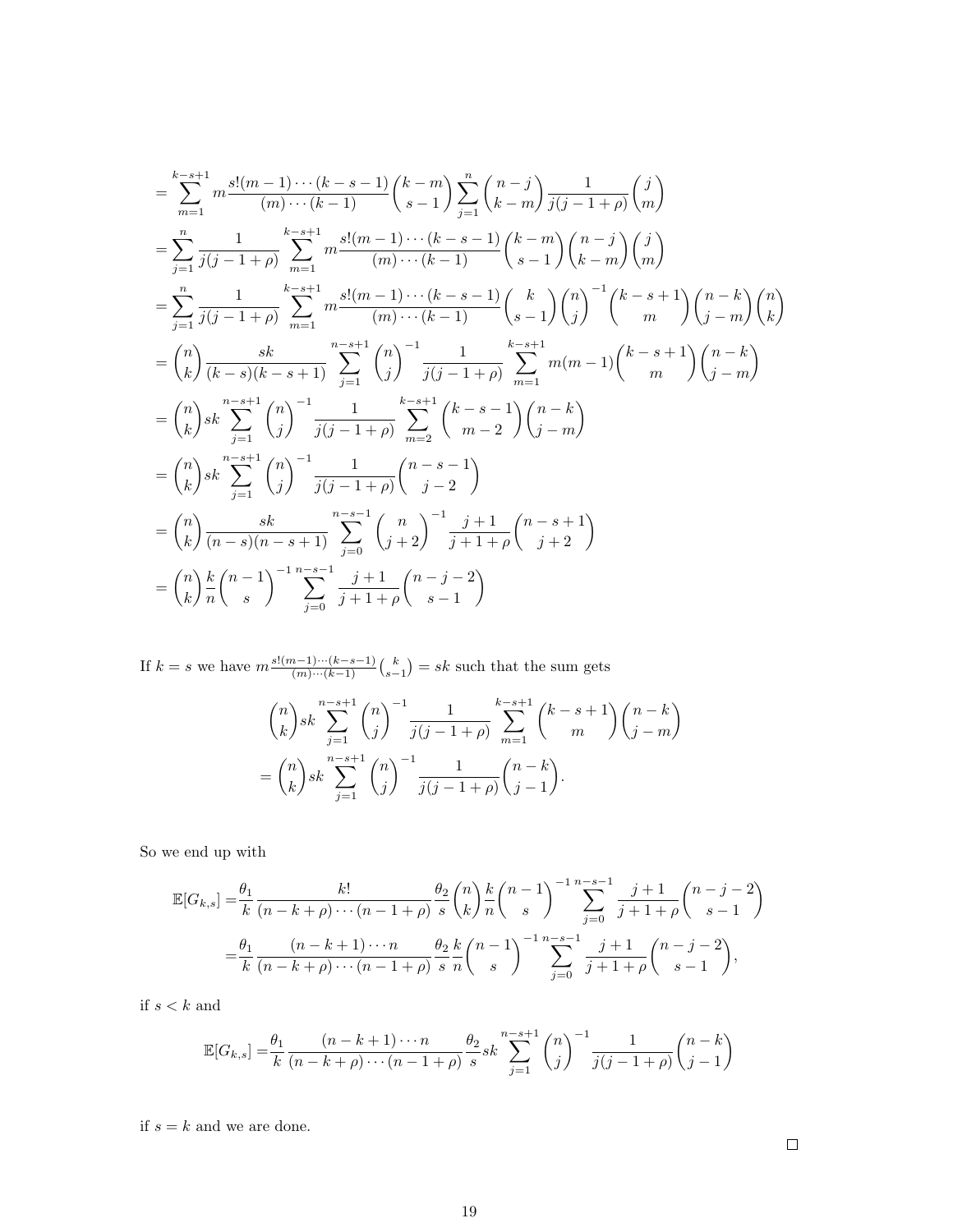$$
\begin{aligned}
&= \sum_{m=1}^{k-s+1} m \frac{s!(m-1)\cdots(k-s-1)}{(m)\cdots(k-1)} \binom{k-m}{s-1} \sum_{j=1}^{n} \binom{n-j}{k-m} \frac{1}{j(j-1+\rho)} \binom{j}{m} \\
&= \sum_{j=1}^{n} \frac{1}{j(j-1+\rho)} \sum_{m=1}^{k-s+1} m \frac{s!(m-1)\cdots(k-s-1)}{(m)\cdots(k-1)} \binom{k-m}{s-1} \binom{n-j}{k-m} \binom{j}{m} \\
&= \sum_{j=1}^{n} \frac{1}{j(j-1+\rho)} \sum_{m=1}^{k-s+1} m \frac{s!(m-1)\cdots(k-s-1)}{(m)\cdots(k-1)} \binom{k}{s-1} \binom{n}{j}^{-1} \binom{k-s+1}{m} \binom{n-k}{j-m} \binom{n}{k} \\
&= \binom{n}{k} \frac{sk}{(k-s)(k-s+1)} \sum_{j=1}^{n-s+1} \binom{n}{j}^{-1} \frac{1}{j(j-1+\rho)} \sum_{m=1}^{k-s+1} m(m-1) \binom{k-s+1}{m} \binom{n-k}{j-m} \\
&= \binom{n}{k} sk \sum_{j=1}^{n-s+1} \binom{n}{j}^{-1} \frac{1}{j(j-1+\rho)} \sum_{m=2}^{k-s+1} \binom{k-s-1}{m-2} \binom{n-k}{j-m} \\
&= \binom{n}{k} sk \sum_{j=1}^{n-s+1} \binom{n}{j}^{-1} \frac{1}{j(j-1+\rho)} \binom{n-s-1}{j-2} \\
&= \binom{n}{k} \frac{sk}{(n-s)(n-s+1)} \sum_{j=0}^{n-s-1} \binom{n}{j+2}^{-1} \frac{j+1}{j+1+\rho} \binom{n-s+1}{j+2} \\
&= \binom{n}{k} \frac{k}{n} \binom{n-1}{s}^{-1} \sum_{j=0}^{n-s-1} \frac{j+1}{j+1+\rho} \binom{n-j-2}{s-1}
\end{aligned}
$$

If $k = s$ we have $m \frac{s!(m-1)\cdots(k-s-1)}{(m)\cdots(k-1)} \binom{k}{s-1} = sk$ such that the sum gets

$$
\begin{aligned}
&\binom{n}{k} sk \sum_{j=1}^{n-s+1} \binom{n}{j}^{-1} \frac{1}{j(j-1+\rho)} \sum_{m=1}^{k-s+1} \binom{k-s+1}{m} \binom{n-k}{j-m} \\
&= \binom{n}{k} sk \sum_{j=1}^{n-s+1} \binom{n}{j}^{-1} \frac{1}{j(j-1+\rho)} \binom{n-k}{j-1}.
\end{aligned}
$$

So we end up with

$$
\begin{aligned}
\mathbb{E}[G_{k,s}] =& \frac{\theta_1}{k} \frac{k!}{(n-k+\rho)\cdots(n-1+\rho)} \frac{\theta_2}{s} \binom{n}{k} \frac{k}{n} \binom{n-1}{s}^{-1} \sum_{j=0}^{n-s-1} \frac{j+1}{j+1+\rho} \binom{n-j-2}{s-1} \\
=& \frac{\theta_1}{k} \frac{(n-k+1)\cdots n}{(n-k+\rho)\cdots(n-1+\rho)} \frac{\theta_2}{s} \frac{k}{n} \binom{n-1}{s}^{-1} \sum_{j=0}^{n-s-1} \frac{j+1}{j+1+\rho} \binom{n-j-2}{s-1},
\end{aligned}
$$

if $s < k$ and

$$
\mathbb{E}[G_{k,s}] = \frac{\theta_1}{k} \frac{(n-k+1)\cdots n}{(n-k+\rho)\cdots(n-1+\rho)} \frac{\theta_2}{s} sk \sum_{j=1}^{n-s+1} \binom{n}{j}^{-1} \frac{1}{j(j-1+\rho)} \binom{n-k}{j-1}
$$

if $s = k$ and we are done.

□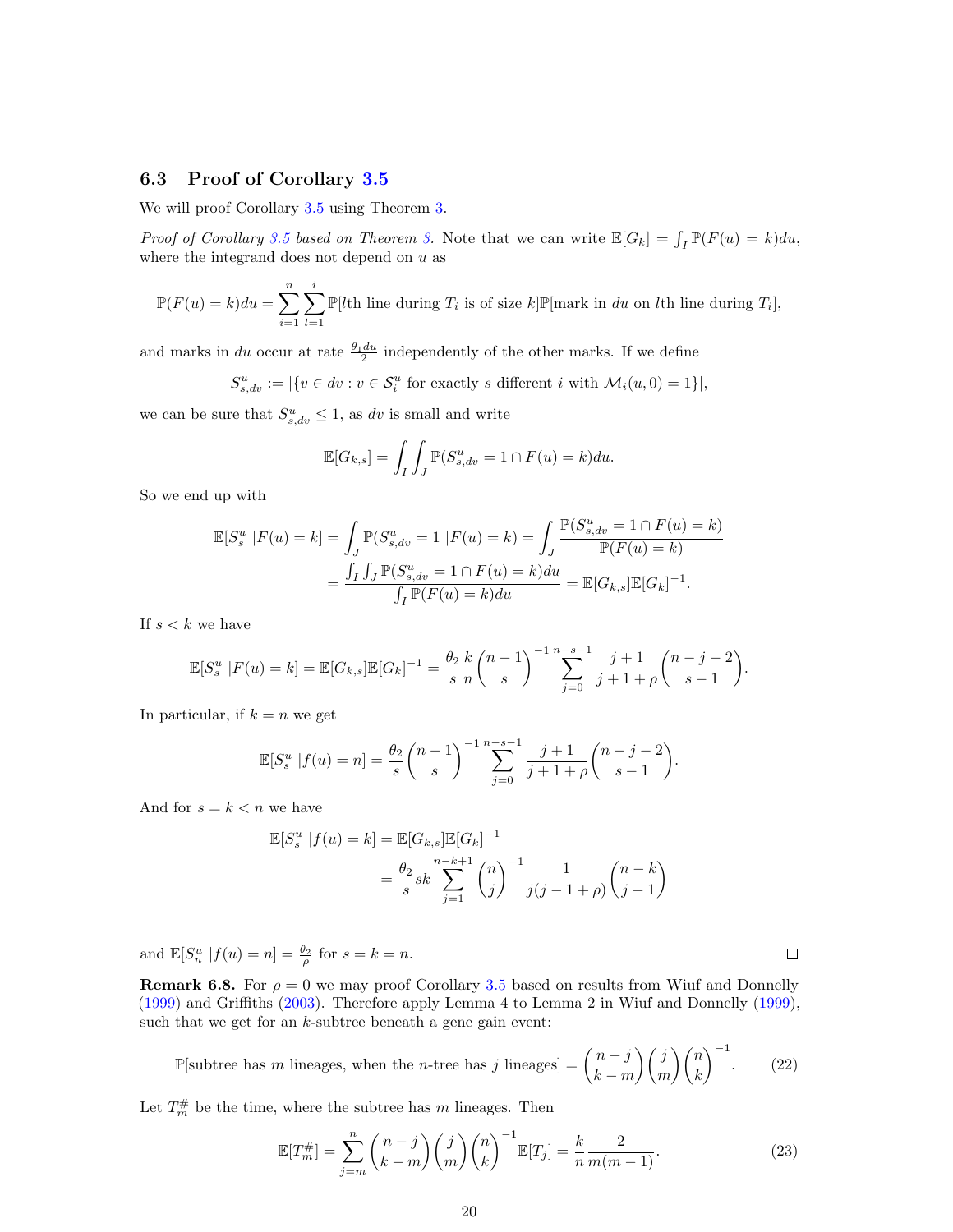### 6.3 Proof of Corollary 3.5

We will proof Corollary 3.5 using Theorem 3.

*Proof of Corollary 3.5 based on Theorem 3.* Note that we can write $\mathbb{E}[G_k] = \int_I \mathbb{P}(F(u) = k)du$, where the integrand does not depend on $u$ as

$$\mathbb{P}(F(u) = k)du = \sum_{i=1}^{n}\sum_{l=1}^{i} \mathbb{P}[l\text{th line during } T_i \text{ is of size } k]\mathbb{P}[\text{mark in } du \text{ on } l\text{th line during } T_i],$$

and marks in $du$ occur at rate $\frac{\theta_1 du}{2}$ independently of the other marks. If we define

$$S^u_{s,dv} := |\{v \in dv : v \in \mathcal{S}^u_i \text{ for exactly } s \text{ different } i \text{ with } \mathcal{M}_i(u, 0) = 1\}|,$$

we can be sure that $S^u_{s,dv} \leq 1$, as $dv$ is small and write

$$\mathbb{E}[G_{k,s}] = \int_I \int_J \mathbb{P}(S^u_{s,dv} = 1 \cap F(u) = k)du.$$

So we end up with

$$\begin{aligned}
\mathbb{E}[S^u_s \mid F(u) = k] &= \int_J \mathbb{P}(S^u_{s,dv} = 1 \mid F(u) = k) = \int_J \frac{\mathbb{P}(S^u_{s,dv} = 1 \cap F(u) = k)}{\mathbb{P}(F(u) = k)} \\
&= \frac{\int_I \int_J \mathbb{P}(S^u_{s,dv} = 1 \cap F(u) = k)du}{\int_I \mathbb{P}(F(u) = k)du} = \mathbb{E}[G_{k,s}]\mathbb{E}[G_k]^{-1}.
\end{aligned}$$

If $s < k$ we have

$$\mathbb{E}[S^u_s \mid F(u) = k] = \mathbb{E}[G_{k,s}]\mathbb{E}[G_k]^{-1} = \frac{\theta_2}{s}\frac{k}{n}\binom{n-1}{s}^{-1}\sum_{j=0}^{n-s-1}\frac{j+1}{j+1+\rho}\binom{n-j-2}{s-1}.$$

In particular, if $k = n$ we get

$$\mathbb{E}[S^u_s \mid f(u) = n] = \frac{\theta_2}{s}\binom{n-1}{s}^{-1}\sum_{j=0}^{n-s-1}\frac{j+1}{j+1+\rho}\binom{n-j-2}{s-1}.$$

And for $s = k < n$ we have

$$\begin{aligned}
\mathbb{E}[S^u_s \mid f(u) = k] &= \mathbb{E}[G_{k,s}]\mathbb{E}[G_k]^{-1} \\
&= \frac{\theta_2}{s}sk\sum_{j=1}^{n-k+1}\binom{n}{j}^{-1}\frac{1}{j(j-1+\rho)}\binom{n-k}{j-1}
\end{aligned}$$

and $\mathbb{E}[S^u_n \mid f(u) = n] = \frac{\theta_2}{\rho}$ for $s = k = n$. □

**Remark 6.8.** For $\rho = 0$ we may proof Corollary 3.5 based on results from Wiuf and Donnelly (1999) and Griffiths (2003). Therefore apply Lemma 4 to Lemma 2 in Wiuf and Donnelly (1999), such that we get for an $k$-subtree beneath a gene gain event:

$$\mathbb{P}[\text{subtree has } m \text{ lineages, when the } n\text{-tree has } j \text{ lineages}] = \binom{n-j}{k-m}\binom{j}{m}\binom{n}{k}^{-1}. \tag{22}$$

Let $T^\#_m$ be the time, where the subtree has $m$ lineages. Then

$$\mathbb{E}[T^\#_m] = \sum_{j=m}^{n}\binom{n-j}{k-m}\binom{j}{m}\binom{n}{k}^{-1}\mathbb{E}[T_j] = \frac{k}{n}\frac{2}{m(m-1)}. \tag{23}$$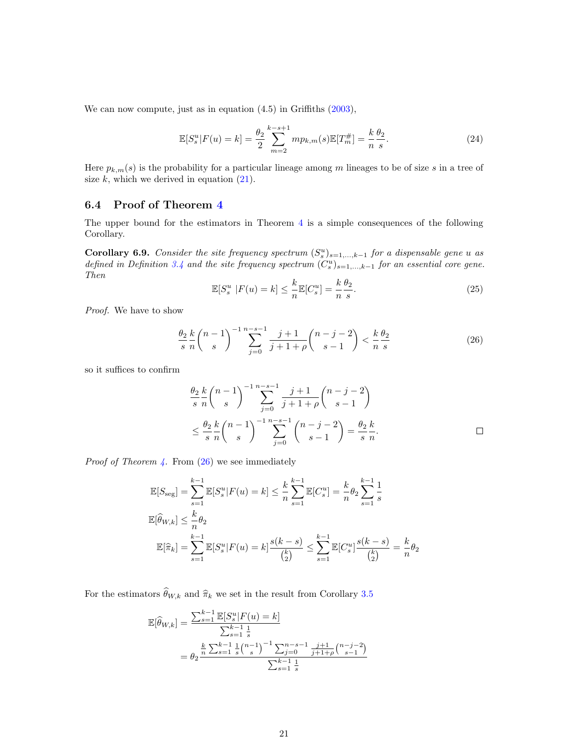We can now compute, just as in equation (4.5) in Griffiths (2003),

$$\mathbb{E}[S_s^u|F(u) = k] = \frac{\theta_2}{2} \sum_{m=2}^{k-s+1} m p_{k,m}(s) \mathbb{E}[T_m^\#] = \frac{k}{n}\frac{\theta_2}{s}. \tag{24}$$

Here $p_{k,m}(s)$ is the probability for a particular lineage among $m$ lineages to be of size $s$ in a tree of size $k$, which we derived in equation (21).

### 6.4 Proof of Theorem 4

The upper bound for the estimators in Theorem 4 is a simple consequences of the following Corollary.

**Corollary 6.9.** *Consider the site frequency spectrum $(S_s^u)_{s=1,\dots,k-1}$ for a dispensable gene $u$ as defined in Definition 3.4 and the site frequency spectrum $(C_s^u)_{s=1,\dots,k-1}$ for an essential core gene. Then*

$$\mathbb{E}[S_s^u \ |F(u) = k] \leq \frac{k}{n}\mathbb{E}[C_s^u] = \frac{k}{n}\frac{\theta_2}{s}. \tag{25}$$

*Proof.* We have to show

$$\frac{\theta_2}{s}\frac{k}{n}\binom{n-1}{s}^{-1}\sum_{j=0}^{n-s-1}\frac{j+1}{j+1+\rho}\binom{n-j-2}{s-1} < \frac{k}{n}\frac{\theta_2}{s} \tag{26}$$

so it suffices to confirm

$$\begin{aligned}
&\frac{\theta_2}{s}\frac{k}{n}\binom{n-1}{s}^{-1}\sum_{j=0}^{n-s-1}\frac{j+1}{j+1+\rho}\binom{n-j-2}{s-1} \\
&\leq \frac{\theta_2}{s}\frac{k}{n}\binom{n-1}{s}^{-1}\sum_{j=0}^{n-s-1}\binom{n-j-2}{s-1} = \frac{\theta_2}{s}\frac{k}{n}.
\end{aligned}$$

$\square$

*Proof of Theorem 4.* From (26) we see immediately

$$\begin{aligned}
\mathbb{E}[S_{\text{seg}}] &= \sum_{s=1}^{k-1}\mathbb{E}[S_s^u|F(u) = k] \leq \frac{k}{n}\sum_{s=1}^{k-1}\mathbb{E}[C_s^u] = \frac{k}{n}\theta_2\sum_{s=1}^{k-1}\frac{1}{s} \\
\mathbb{E}[\widehat{\theta}_{W,k}] &\leq \frac{k}{n}\theta_2 \\
\mathbb{E}[\widehat{\pi}_k] &= \sum_{s=1}^{k-1}\mathbb{E}[S_s^u|F(u) = k]\frac{s(k-s)}{\binom{k}{2}} \leq \sum_{s=1}^{k-1}\mathbb{E}[C_s^u]\frac{s(k-s)}{\binom{k}{2}} = \frac{k}{n}\theta_2
\end{aligned}$$

For the estimators $\widehat{\theta}_{W,k}$ and $\widehat{\pi}_k$ we set in the result from Corollary 3.5

$$\begin{aligned}
\mathbb{E}[\widehat{\theta}_{W,k}] &= \frac{\sum_{s=1}^{k-1}\mathbb{E}[S_s^u|F(u) = k]}{\sum_{s=1}^{k-1}\frac{1}{s}} \\
&= \theta_2\frac{\frac{k}{n}\sum_{s=1}^{k-1}\frac{1}{s}\binom{n-1}{s}^{-1}\sum_{j=0}^{n-s-1}\frac{j+1}{j+1+\rho}\binom{n-j-2}{s-1}}{\sum_{s=1}^{k-1}\frac{1}{s}}
\end{aligned}$$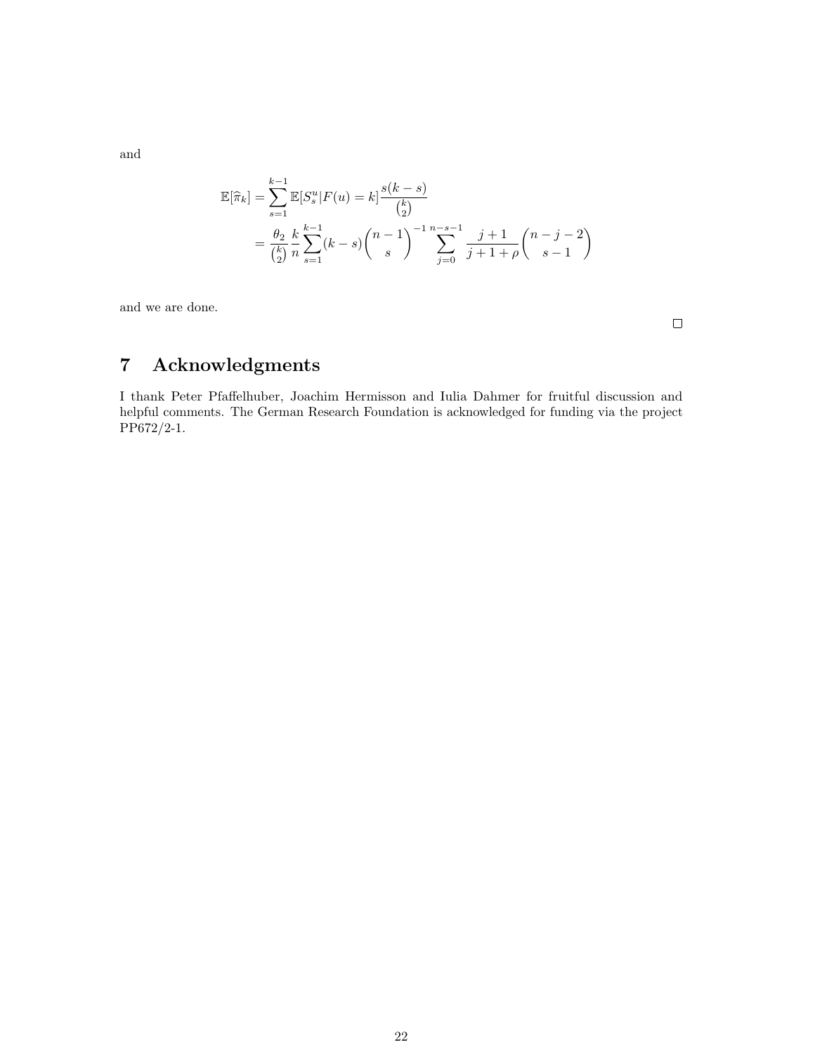and

$$
\begin{aligned}
\mathbb{E}[\widehat{\pi}_k] &= \sum_{s=1}^{k-1} \mathbb{E}[S_s^u | F(u) = k] \frac{s(k-s)}{\binom{k}{2}} \\
&= \frac{\theta_2}{\binom{k}{2}} \frac{k}{n} \sum_{s=1}^{k-1} (k-s) \binom{n-1}{s}^{-1} \sum_{j=0}^{n-s-1} \frac{j+1}{j+1+\rho} \binom{n-j-2}{s-1}
\end{aligned}
$$

and we are done.

□

# 7 Acknowledgments

I thank Peter Pfaffelhuber, Joachim Hermisson and Iulia Dahmer for fruitful discussion and helpful comments. The German Research Foundation is acknowledged for funding via the project PP672/2-1.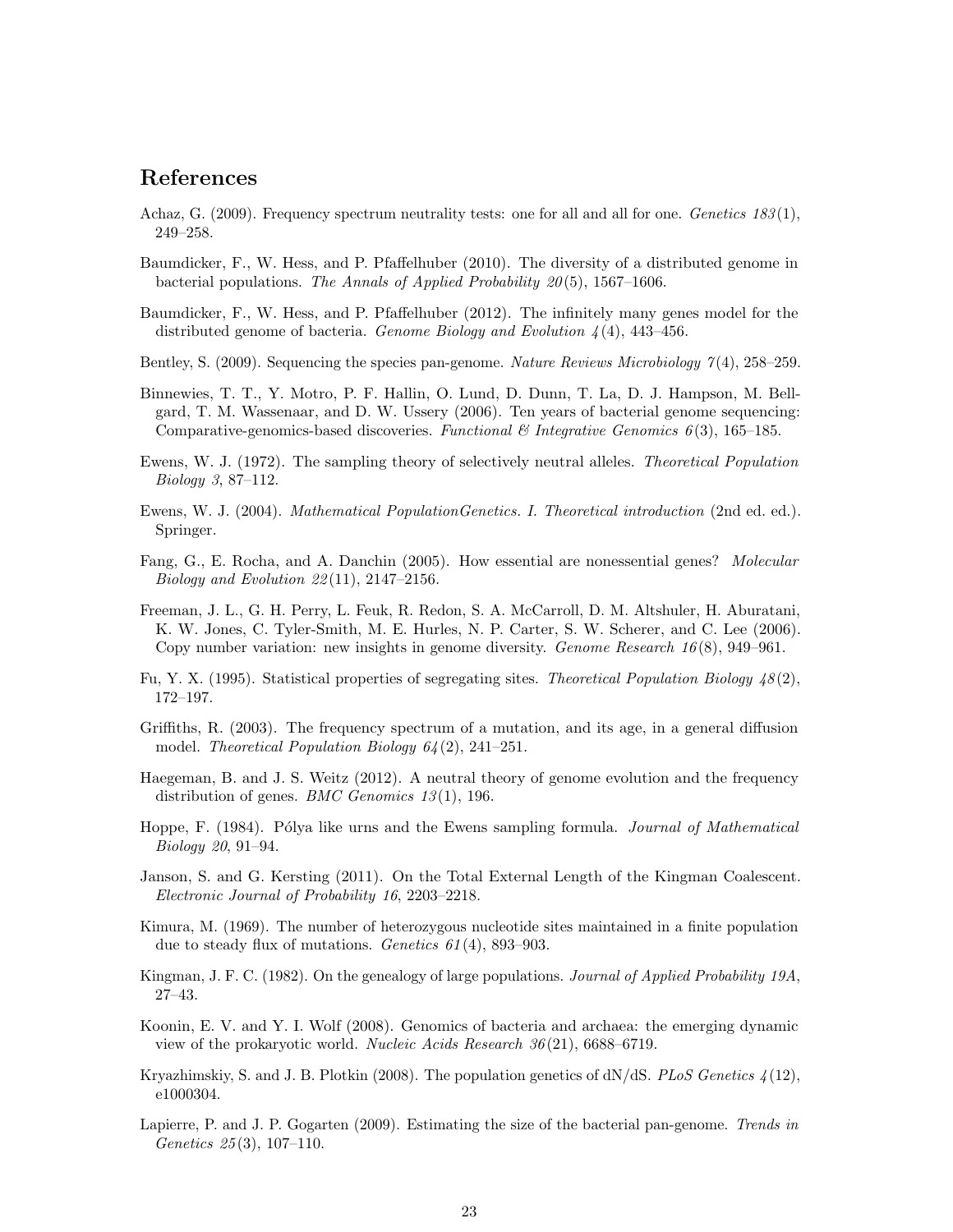## References

Achaz, G. (2009). Frequency spectrum neutrality tests: one for all and all for one. *Genetics 183*(1), 249–258.

Baumdicker, F., W. Hess, and P. Pfaffelhuber (2010). The diversity of a distributed genome in bacterial populations. *The Annals of Applied Probability 20*(5), 1567–1606.

Baumdicker, F., W. Hess, and P. Pfaffelhuber (2012). The infinitely many genes model for the distributed genome of bacteria. *Genome Biology and Evolution 4*(4), 443–456.

Bentley, S. (2009). Sequencing the species pan-genome. *Nature Reviews Microbiology 7*(4), 258–259.

Binnewies, T. T., Y. Motro, P. F. Hallin, O. Lund, D. Dunn, T. La, D. J. Hampson, M. Bellgard, T. M. Wassenaar, and D. W. Ussery (2006). Ten years of bacterial genome sequencing: Comparative-genomics-based discoveries. *Functional & Integrative Genomics 6*(3), 165–185.

Ewens, W. J. (1972). The sampling theory of selectively neutral alleles. *Theoretical Population Biology 3*, 87–112.

Ewens, W. J. (2004). *Mathematical PopulationGenetics. I. Theoretical introduction* (2nd ed. ed.). Springer.

Fang, G., E. Rocha, and A. Danchin (2005). How essential are nonessential genes? *Molecular Biology and Evolution 22*(11), 2147–2156.

Freeman, J. L., G. H. Perry, L. Feuk, R. Redon, S. A. McCarroll, D. M. Altshuler, H. Aburatani, K. W. Jones, C. Tyler-Smith, M. E. Hurles, N. P. Carter, S. W. Scherer, and C. Lee (2006). Copy number variation: new insights in genome diversity. *Genome Research 16*(8), 949–961.

Fu, Y. X. (1995). Statistical properties of segregating sites. *Theoretical Population Biology 48*(2), 172–197.

Griffiths, R. (2003). The frequency spectrum of a mutation, and its age, in a general diffusion model. *Theoretical Population Biology 64*(2), 241–251.

Haegeman, B. and J. S. Weitz (2012). A neutral theory of genome evolution and the frequency distribution of genes. *BMC Genomics 13*(1), 196.

Hoppe, F. (1984). Pólya like urns and the Ewens sampling formula. *Journal of Mathematical Biology 20*, 91–94.

Janson, S. and G. Kersting (2011). On the Total External Length of the Kingman Coalescent. *Electronic Journal of Probability 16*, 2203–2218.

Kimura, M. (1969). The number of heterozygous nucleotide sites maintained in a finite population due to steady flux of mutations. *Genetics 61*(4), 893–903.

Kingman, J. F. C. (1982). On the genealogy of large populations. *Journal of Applied Probability 19A*, 27–43.

Koonin, E. V. and Y. I. Wolf (2008). Genomics of bacteria and archaea: the emerging dynamic view of the prokaryotic world. *Nucleic Acids Research 36*(21), 6688–6719.

Kryazhimskiy, S. and J. B. Plotkin (2008). The population genetics of dN/dS. *PLoS Genetics 4*(12), e1000304.

Lapierre, P. and J. P. Gogarten (2009). Estimating the size of the bacterial pan-genome. *Trends in Genetics 25*(3), 107–110.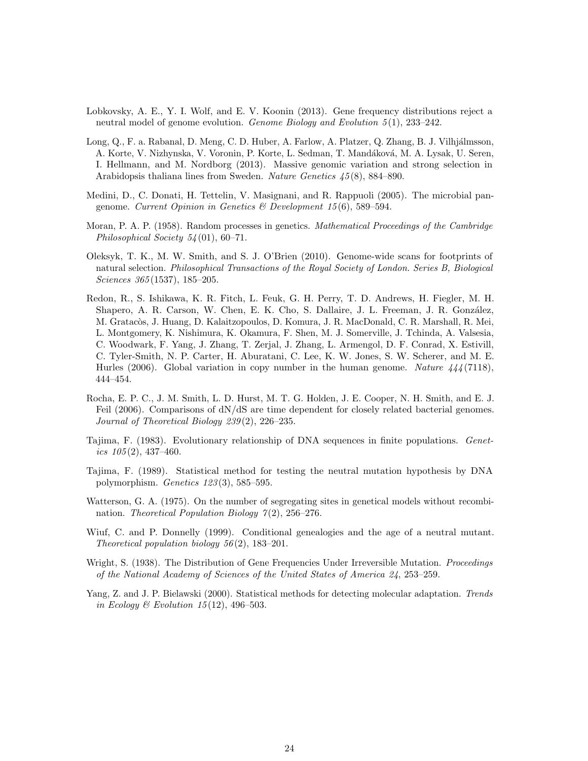Lobkovsky, A. E., Y. I. Wolf, and E. V. Koonin (2013). Gene frequency distributions reject a neutral model of genome evolution. *Genome Biology and Evolution 5*(1), 233–242.

Long, Q., F. a. Rabanal, D. Meng, C. D. Huber, A. Farlow, A. Platzer, Q. Zhang, B. J. Vilhjálmsson, A. Korte, V. Nizhynska, V. Voronin, P. Korte, L. Sedman, T. Mandáková, M. A. Lysak, U. Seren, I. Hellmann, and M. Nordborg (2013). Massive genomic variation and strong selection in Arabidopsis thaliana lines from Sweden. *Nature Genetics 45*(8), 884–890.

Medini, D., C. Donati, H. Tettelin, V. Masignani, and R. Rappuoli (2005). The microbial pangenome. *Current Opinion in Genetics & Development 15*(6), 589–594.

Moran, P. A. P. (1958). Random processes in genetics. *Mathematical Proceedings of the Cambridge Philosophical Society 54*(01), 60–71.

Oleksyk, T. K., M. W. Smith, and S. J. O'Brien (2010). Genome-wide scans for footprints of natural selection. *Philosophical Transactions of the Royal Society of London. Series B, Biological Sciences 365*(1537), 185–205.

Redon, R., S. Ishikawa, K. R. Fitch, L. Feuk, G. H. Perry, T. D. Andrews, H. Fiegler, M. H. Shapero, A. R. Carson, W. Chen, E. K. Cho, S. Dallaire, J. L. Freeman, J. R. González, M. Gratacòs, J. Huang, D. Kalaitzopoulos, D. Komura, J. R. MacDonald, C. R. Marshall, R. Mei, L. Montgomery, K. Nishimura, K. Okamura, F. Shen, M. J. Somerville, J. Tchinda, A. Valsesia, C. Woodwark, F. Yang, J. Zhang, T. Zerjal, J. Zhang, L. Armengol, D. F. Conrad, X. Estivill, C. Tyler-Smith, N. P. Carter, H. Aburatani, C. Lee, K. W. Jones, S. W. Scherer, and M. E. Hurles (2006). Global variation in copy number in the human genome. *Nature 444*(7118), 444–454.

Rocha, E. P. C., J. M. Smith, L. D. Hurst, M. T. G. Holden, J. E. Cooper, N. H. Smith, and E. J. Feil (2006). Comparisons of dN/dS are time dependent for closely related bacterial genomes. *Journal of Theoretical Biology 239*(2), 226–235.

Tajima, F. (1983). Evolutionary relationship of DNA sequences in finite populations. *Genetics 105*(2), 437–460.

Tajima, F. (1989). Statistical method for testing the neutral mutation hypothesis by DNA polymorphism. *Genetics 123*(3), 585–595.

Watterson, G. A. (1975). On the number of segregating sites in genetical models without recombination. *Theoretical Population Biology 7*(2), 256–276.

Wiuf, C. and P. Donnelly (1999). Conditional genealogies and the age of a neutral mutant. *Theoretical population biology 56*(2), 183–201.

Wright, S. (1938). The Distribution of Gene Frequencies Under Irreversible Mutation. *Proceedings of the National Academy of Sciences of the United States of America 24*, 253–259.

Yang, Z. and J. P. Bielawski (2000). Statistical methods for detecting molecular adaptation. *Trends in Ecology & Evolution 15*(12), 496–503.